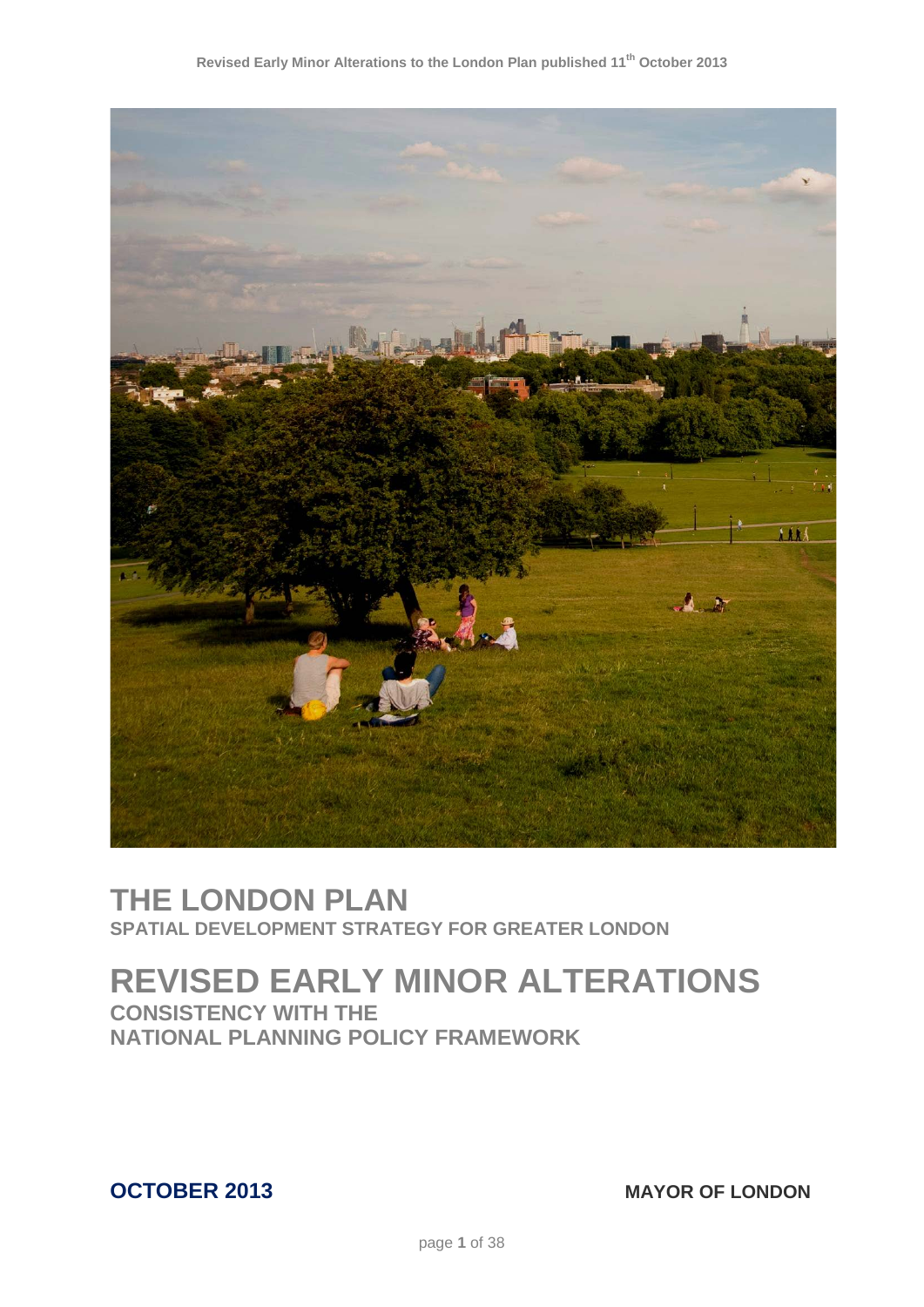Revised Early Minor Alterations to the London Plan published 11th October 2013

# THE LONDON PLAN

## SPATIAL DEVELOPMENT STRATEGY FOR GREATER LONDON

# REVISED EARLY MINOR ALTERATIONS

## CONSISTENCY WITH THE NATIONAL PLANNING POLICY FRAMEWORK

**OCTOBER 2013**

**MAYOR OF LONDON**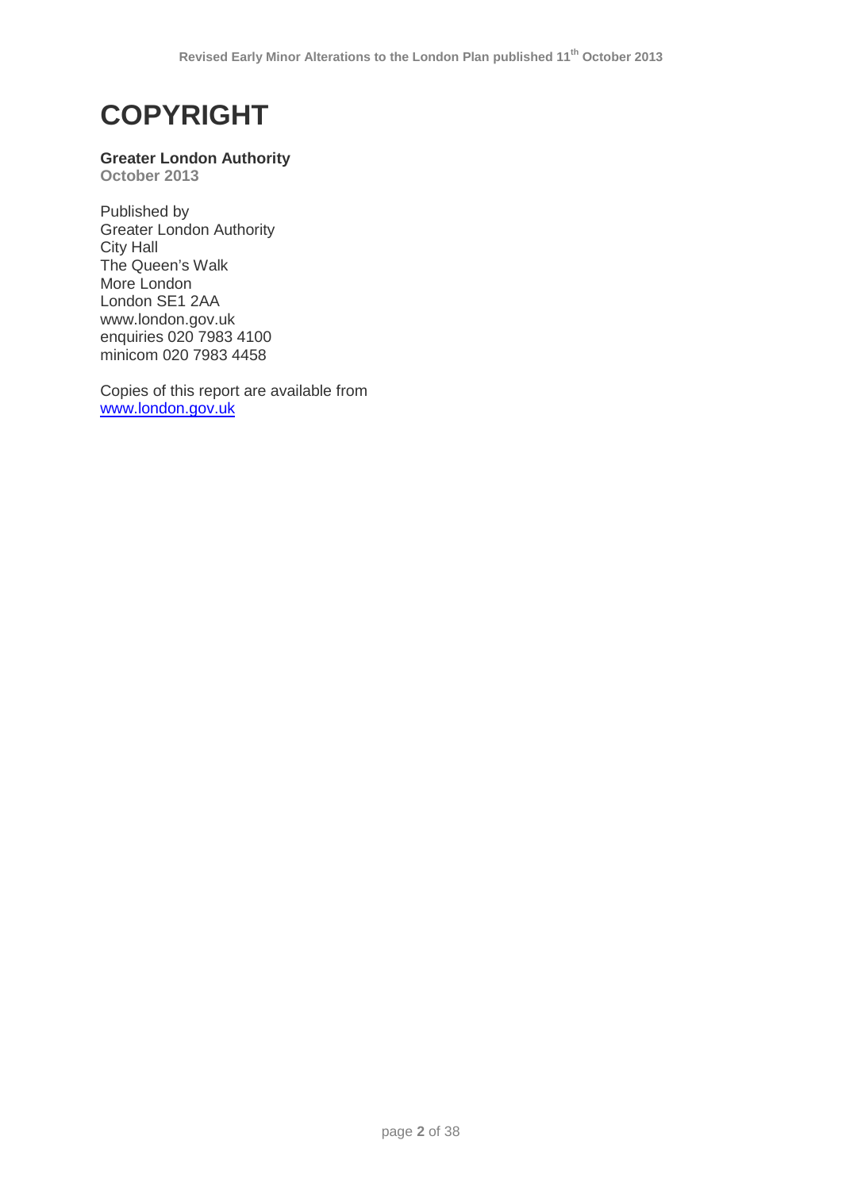# COPYRIGHT

**Greater London Authority**
**October 2013**

Published by
Greater London Authority
City Hall
The Queen's Walk
More London
London SE1 2AA
www.london.gov.uk
enquiries 020 7983 4100
minicom 020 7983 4458

Copies of this report are available from
[www.london.gov.uk](http://www.london.gov.uk)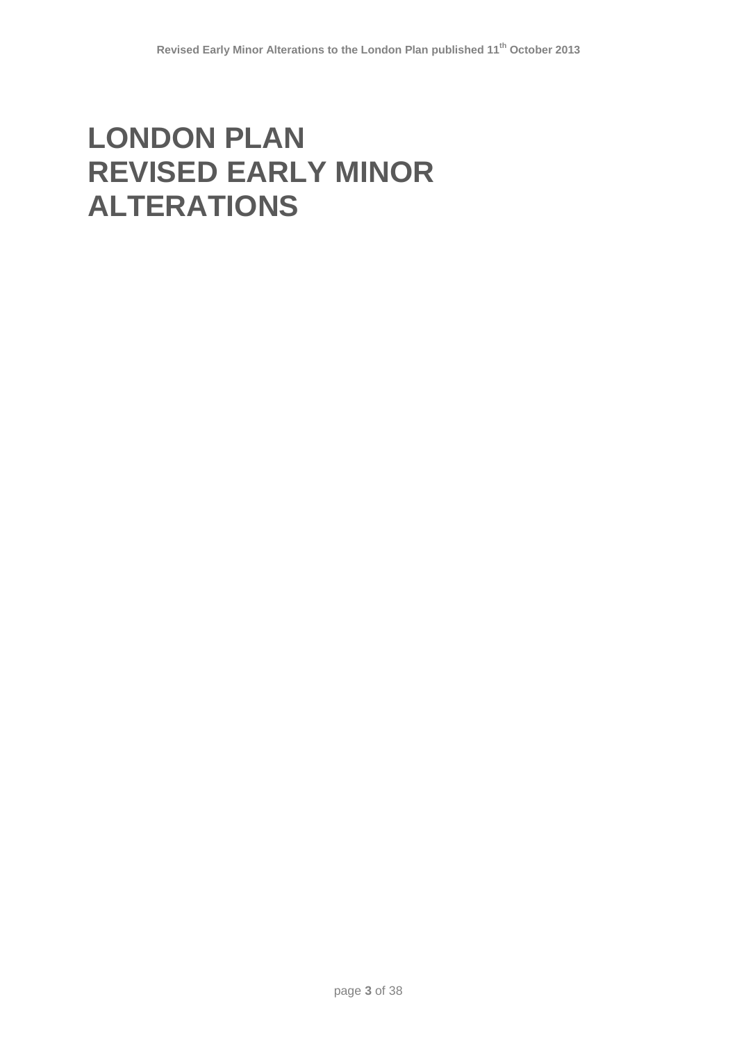# LONDON PLAN REVISED EARLY MINOR ALTERATIONS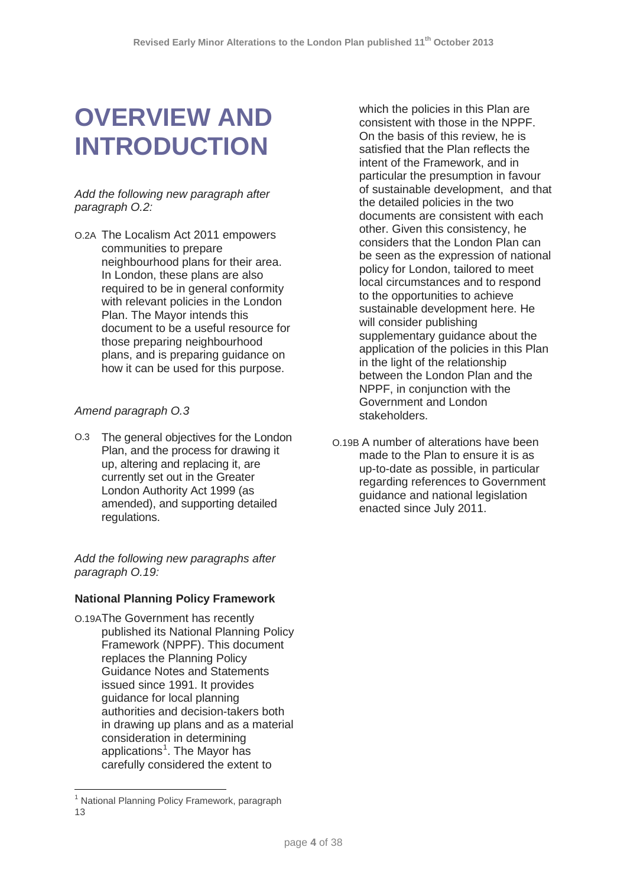# OVERVIEW AND INTRODUCTION

*Add the following new paragraph after paragraph O.2:*

O.2A The Localism Act 2011 empowers communities to prepare neighbourhood plans for their area. In London, these plans are also required to be in general conformity with relevant policies in the London Plan. The Mayor intends this document to be a useful resource for those preparing neighbourhood plans, and is preparing guidance on how it can be used for this purpose.

*Amend paragraph O.3*

O.3 The general objectives for the London Plan, and the process for drawing it up, altering and replacing it, are currently set out in the Greater London Authority Act 1999 (as amended), and supporting detailed regulations.

*Add the following new paragraphs after paragraph O.19:*

**National Planning Policy Framework**

O.19A The Government has recently published its National Planning Policy Framework (NPPF). This document replaces the Planning Policy Guidance Notes and Statements issued since 1991. It provides guidance for local planning authorities and decision-takers both in drawing up plans and as a material consideration in determining applications[1]. The Mayor has carefully considered the extent to which the policies in this Plan are consistent with those in the NPPF. On the basis of this review, he is satisfied that the Plan reflects the intent of the Framework, and in particular the presumption in favour of sustainable development, and that the detailed policies in the two documents are consistent with each other. Given this consistency, he considers that the London Plan can be seen as the expression of national policy for London, tailored to meet local circumstances and to respond to the opportunities to achieve sustainable development here. He will consider publishing supplementary guidance about the application of the policies in this Plan in the light of the relationship between the London Plan and the NPPF, in conjunction with the Government and London stakeholders.

O.19B A number of alterations have been made to the Plan to ensure it is as up-to-date as possible, in particular regarding references to Government guidance and national legislation enacted since July 2011.

[1] National Planning Policy Framework, paragraph 13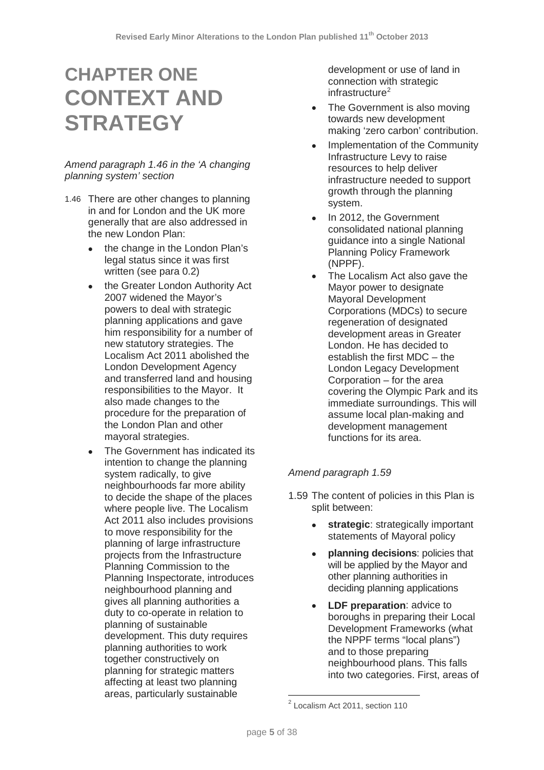# CHAPTER ONE CONTEXT AND STRATEGY

*Amend paragraph 1.46 in the 'A changing planning system' section*

1.46 There are other changes to planning in and for London and the UK more generally that are also addressed in the new London Plan:

- the change in the London Plan's legal status since it was first written (see para 0.2)
- the Greater London Authority Act 2007 widened the Mayor's powers to deal with strategic planning applications and gave him responsibility for a number of new statutory strategies. The Localism Act 2011 abolished the London Development Agency and transferred land and housing responsibilities to the Mayor. It also made changes to the procedure for the preparation of the London Plan and other mayoral strategies.
- The Government has indicated its intention to change the planning system radically, to give neighbourhoods far more ability to decide the shape of the places where people live. The Localism Act 2011 also includes provisions to move responsibility for the planning of large infrastructure projects from the Infrastructure Planning Commission to the Planning Inspectorate, introduces neighbourhood planning and gives all planning authorities a duty to co-operate in relation to planning of sustainable development. This duty requires planning authorities to work together constructively on planning for strategic matters affecting at least two planning areas, particularly sustainable development or use of land in connection with strategic infrastructure[2]
- The Government is also moving towards new development making 'zero carbon' contribution.
- Implementation of the Community Infrastructure Levy to raise resources to help deliver infrastructure needed to support growth through the planning system.
- In 2012, the Government consolidated national planning guidance into a single National Planning Policy Framework (NPPF).
- The Localism Act also gave the Mayor power to designate Mayoral Development Corporations (MDCs) to secure regeneration of designated development areas in Greater London. He has decided to establish the first MDC – the London Legacy Development Corporation – for the area covering the Olympic Park and its immediate surroundings. This will assume local plan-making and development management functions for its area.

*Amend paragraph 1.59*

1.59 The content of policies in this Plan is split between:

- **strategic**: strategically important statements of Mayoral policy
- **planning decisions**: policies that will be applied by the Mayor and other planning authorities in deciding planning applications
- **LDF preparation**: advice to boroughs in preparing their Local Development Frameworks (what the NPPF terms "local plans") and to those preparing neighbourhood plans. This falls into two categories. First, areas of

[2] Localism Act 2011, section 110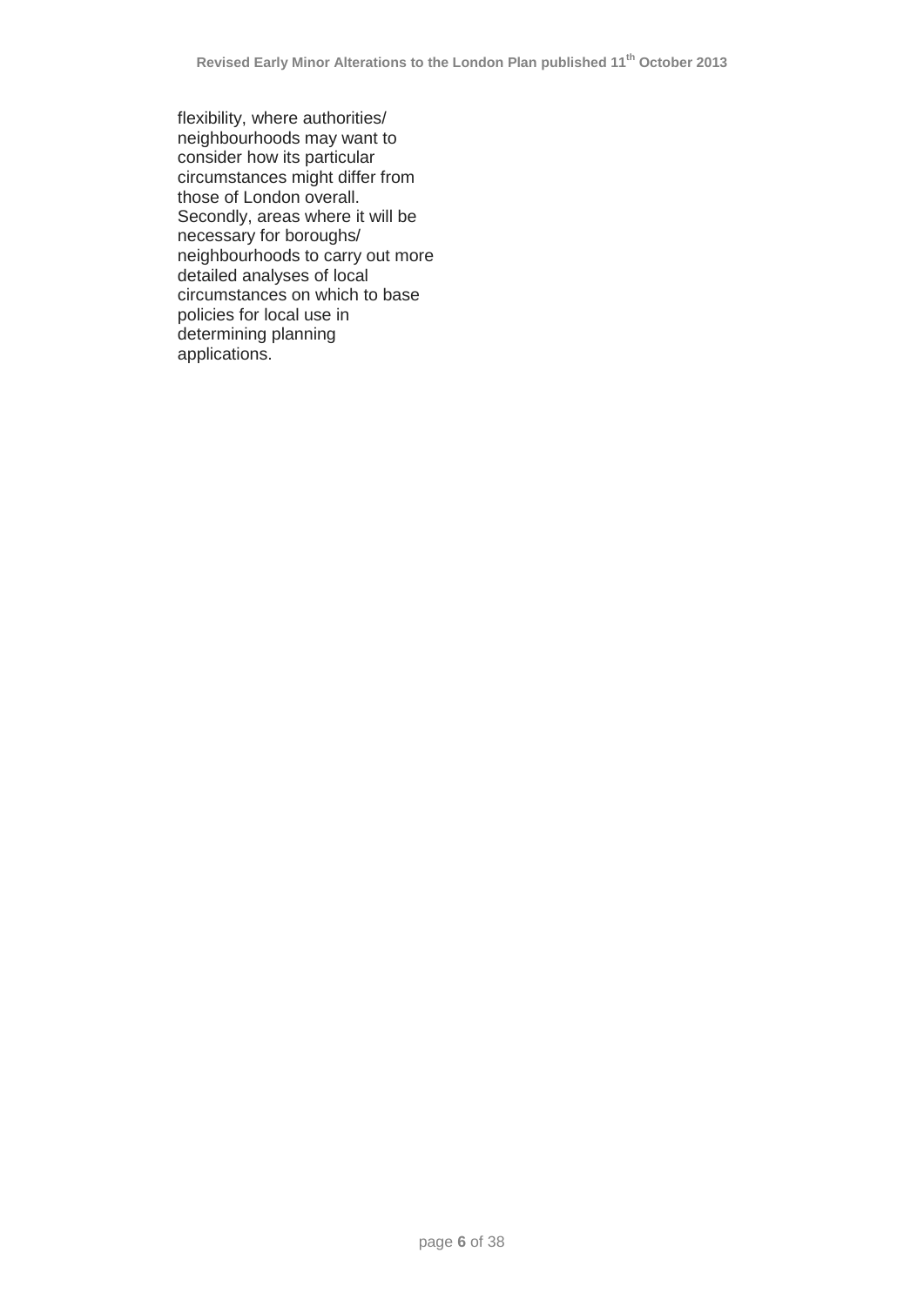flexibility, where authorities/ neighbourhoods may want to consider how its particular circumstances might differ from those of London overall. Secondly, areas where it will be necessary for boroughs/ neighbourhoods to carry out more detailed analyses of local circumstances on which to base policies for local use in determining planning applications.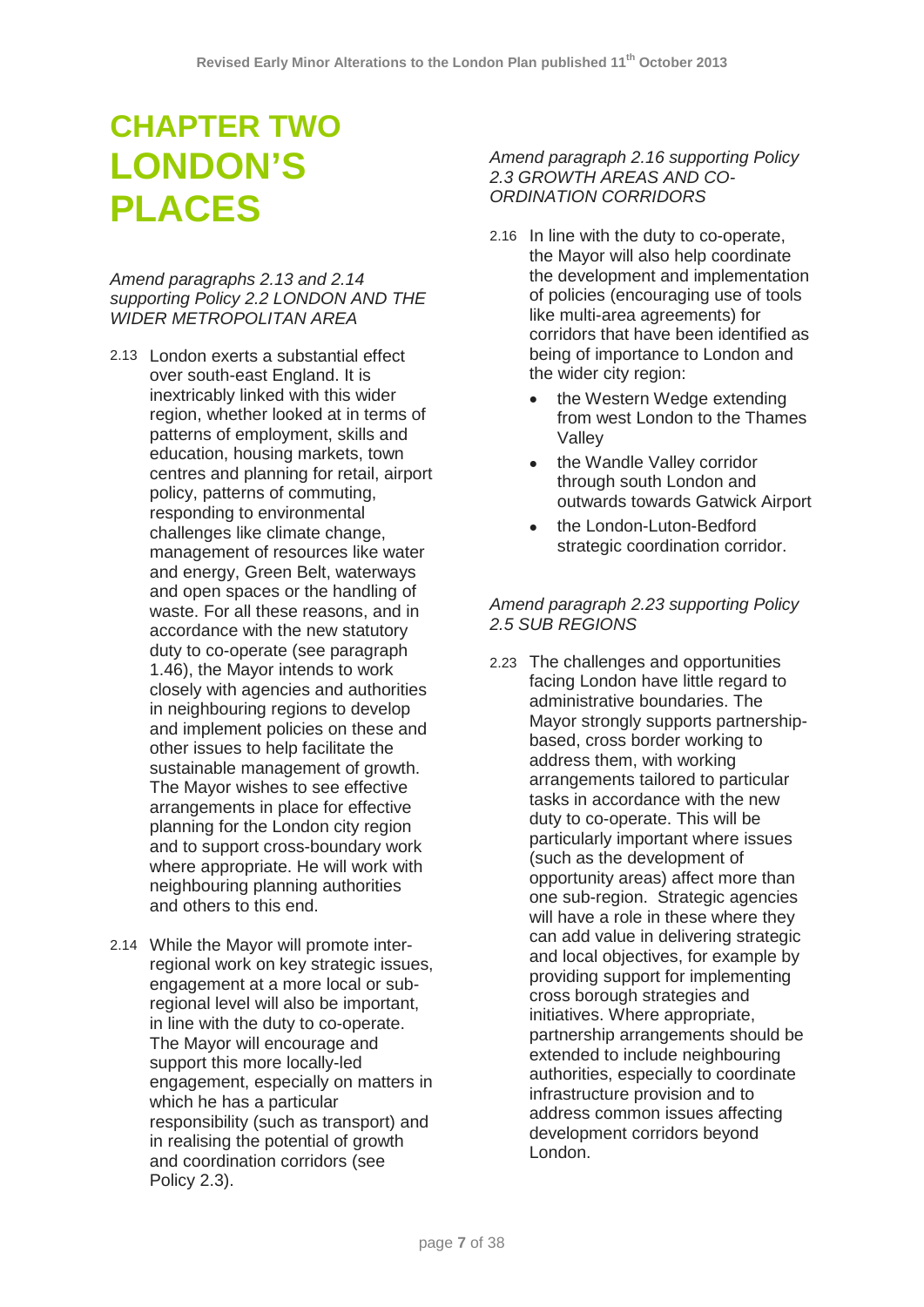# CHAPTER TWO LONDON'S PLACES

*Amend paragraphs 2.13 and 2.14 supporting Policy 2.2 LONDON AND THE WIDER METROPOLITAN AREA*

2.13 London exerts a substantial effect over south-east England. It is inextricably linked with this wider region, whether looked at in terms of patterns of employment, skills and education, housing markets, town centres and planning for retail, airport policy, patterns of commuting, responding to environmental challenges like climate change, management of resources like water and energy, Green Belt, waterways and open spaces or the handling of waste. For all these reasons, and in accordance with the new statutory duty to co-operate (see paragraph 1.46), the Mayor intends to work closely with agencies and authorities in neighbouring regions to develop and implement policies on these and other issues to help facilitate the sustainable management of growth. The Mayor wishes to see effective arrangements in place for effective planning for the London city region and to support cross-boundary work where appropriate. He will work with neighbouring planning authorities and others to this end.

2.14 While the Mayor will promote inter-regional work on key strategic issues, engagement at a more local or sub-regional level will also be important, in line with the duty to co-operate. The Mayor will encourage and support this more locally-led engagement, especially on matters in which he has a particular responsibility (such as transport) and in realising the potential of growth and coordination corridors (see Policy 2.3).

*Amend paragraph 2.16 supporting Policy 2.3 GROWTH AREAS AND CO-ORDINATION CORRIDORS*

2.16 In line with the duty to co-operate, the Mayor will also help coordinate the development and implementation of policies (encouraging use of tools like multi-area agreements) for corridors that have been identified as being of importance to London and the wider city region:

- the Western Wedge extending from west London to the Thames Valley
- the Wandle Valley corridor through south London and outwards towards Gatwick Airport
- the London-Luton-Bedford strategic coordination corridor.

*Amend paragraph 2.23 supporting Policy 2.5 SUB REGIONS*

2.23 The challenges and opportunities facing London have little regard to administrative boundaries. The Mayor strongly supports partnership-based, cross border working to address them, with working arrangements tailored to particular tasks in accordance with the new duty to co-operate. This will be particularly important where issues (such as the development of opportunity areas) affect more than one sub-region. Strategic agencies will have a role in these where they can add value in delivering strategic and local objectives, for example by providing support for implementing cross borough strategies and initiatives. Where appropriate, partnership arrangements should be extended to include neighbouring authorities, especially to coordinate infrastructure provision and to address common issues affecting development corridors beyond London.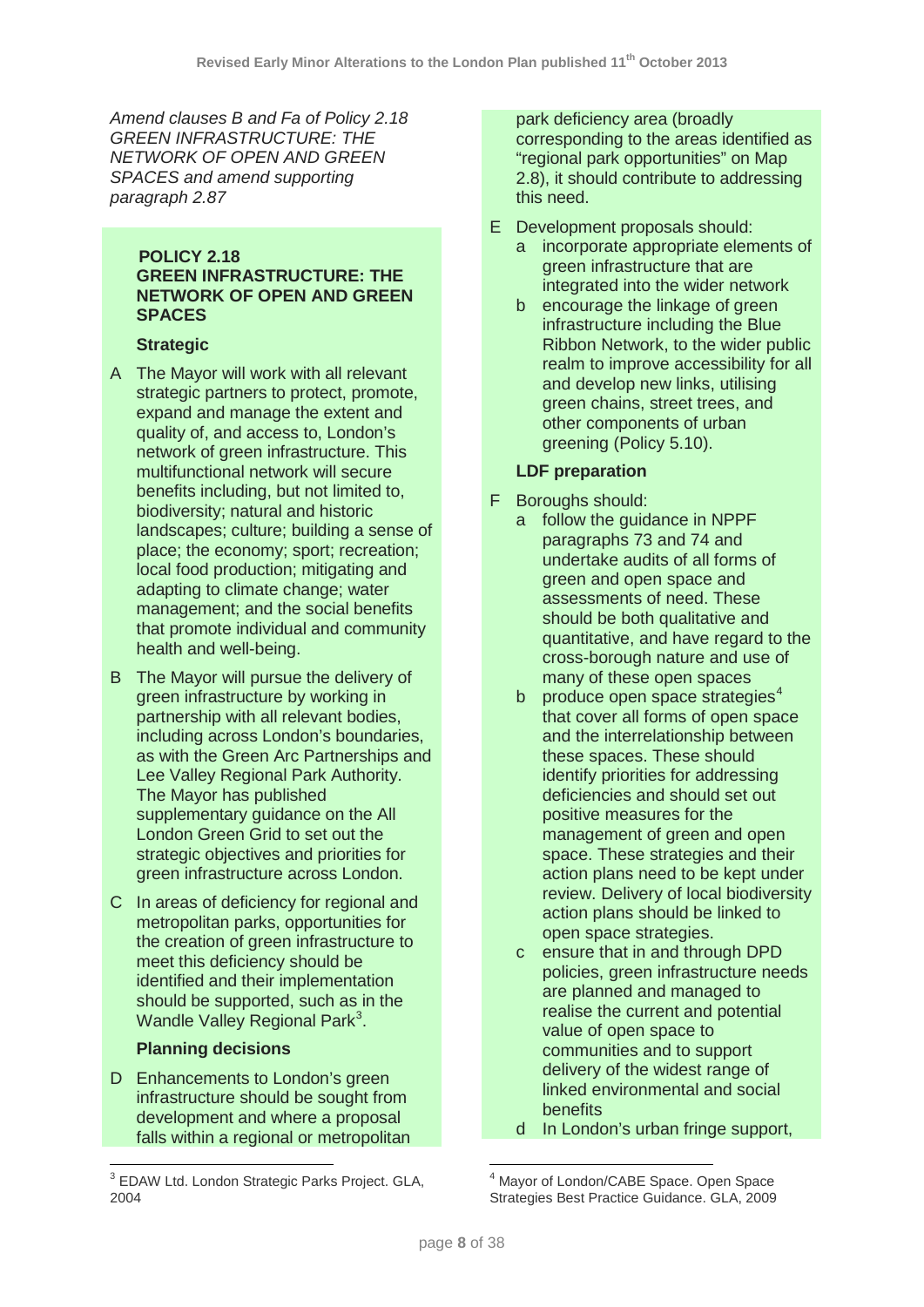*Amend clauses B and Fa of Policy 2.18 GREEN INFRASTRUCTURE: THE NETWORK OF OPEN AND GREEN SPACES and amend supporting paragraph 2.87*

**POLICY 2.18**
**GREEN INFRASTRUCTURE: THE NETWORK OF OPEN AND GREEN SPACES**

**Strategic**

A The Mayor will work with all relevant strategic partners to protect, promote, expand and manage the extent and quality of, and access to, London's network of green infrastructure. This multifunctional network will secure benefits including, but not limited to, biodiversity; natural and historic landscapes; culture; building a sense of place; the economy; sport; recreation; local food production; mitigating and adapting to climate change; water management; and the social benefits that promote individual and community health and well-being.

B The Mayor will pursue the delivery of green infrastructure by working in partnership with all relevant bodies, including across London's boundaries, as with the Green Arc Partnerships and Lee Valley Regional Park Authority. The Mayor has published supplementary guidance on the All London Green Grid to set out the strategic objectives and priorities for green infrastructure across London.

C In areas of deficiency for regional and metropolitan parks, opportunities for the creation of green infrastructure to meet this deficiency should be identified and their implementation should be supported, such as in the Wandle Valley Regional Park[3].

**Planning decisions**

D Enhancements to London's green infrastructure should be sought from development and where a proposal falls within a regional or metropolitan park deficiency area (broadly corresponding to the areas identified as "regional park opportunities" on Map 2.8), it should contribute to addressing this need.

E Development proposals should:
  a incorporate appropriate elements of green infrastructure that are integrated into the wider network
  b encourage the linkage of green infrastructure including the Blue Ribbon Network, to the wider public realm to improve accessibility for all and develop new links, utilising green chains, street trees, and other components of urban greening (Policy 5.10).

**LDF preparation**

F Boroughs should:
  a follow the guidance in NPPF paragraphs 73 and 74 and undertake audits of all forms of green and open space and assessments of need. These should be both qualitative and quantitative, and have regard to the cross-borough nature and use of many of these open spaces
  b produce open space strategies[4] that cover all forms of open space and the interrelationship between these spaces. These should identify priorities for addressing deficiencies and should set out positive measures for the management of green and open space. These strategies and their action plans need to be kept under review. Delivery of local biodiversity action plans should be linked to open space strategies.
  c ensure that in and through DPD policies, green infrastructure needs are planned and managed to realise the current and potential value of open space to communities and to support delivery of the widest range of linked environmental and social benefits
  d In London's urban fringe support,

---

[3] EDAW Ltd. London Strategic Parks Project. GLA, 2004

[4] Mayor of London/CABE Space. Open Space Strategies Best Practice Guidance. GLA, 2009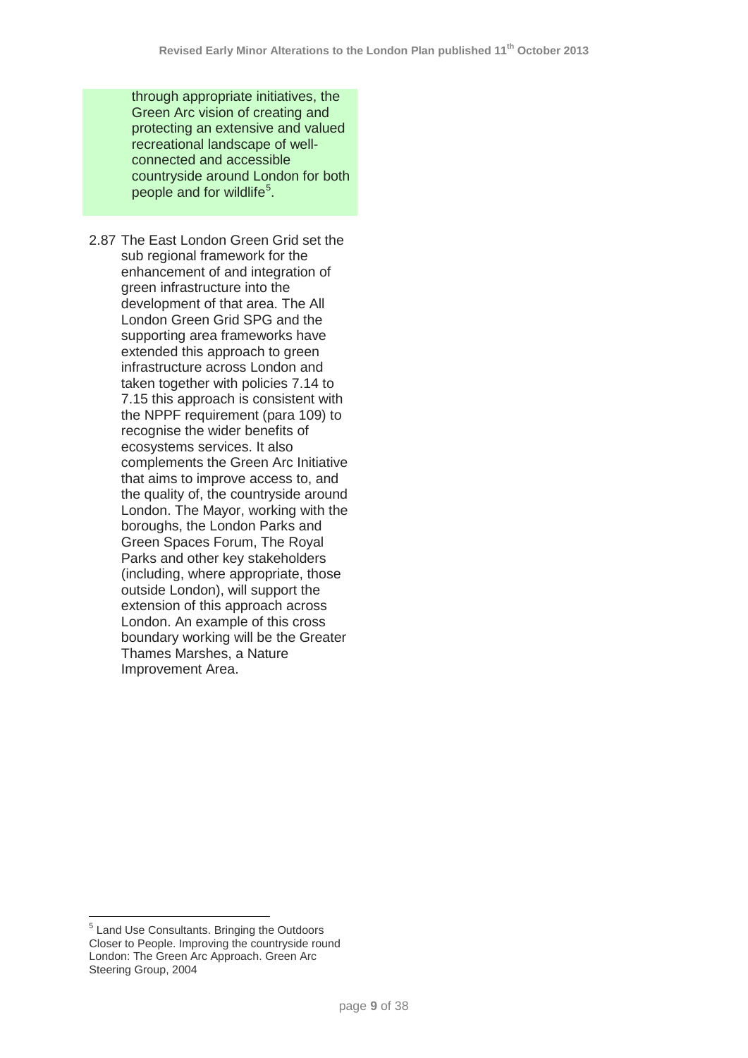through appropriate initiatives, the Green Arc vision of creating and protecting an extensive and valued recreational landscape of well-connected and accessible countryside around London for both people and for wildlife[5].

2.87 The East London Green Grid set the sub regional framework for the enhancement of and integration of green infrastructure into the development of that area. The All London Green Grid SPG and the supporting area frameworks have extended this approach to green infrastructure across London and taken together with policies 7.14 to 7.15 this approach is consistent with the NPPF requirement (para 109) to recognise the wider benefits of ecosystems services. It also complements the Green Arc Initiative that aims to improve access to, and the quality of, the countryside around London. The Mayor, working with the boroughs, the London Parks and Green Spaces Forum, The Royal Parks and other key stakeholders (including, where appropriate, those outside London), will support the extension of this approach across London. An example of this cross boundary working will be the Greater Thames Marshes, a Nature Improvement Area.

[5] Land Use Consultants. Bringing the Outdoors Closer to People. Improving the countryside round London: The Green Arc Approach. Green Arc Steering Group, 2004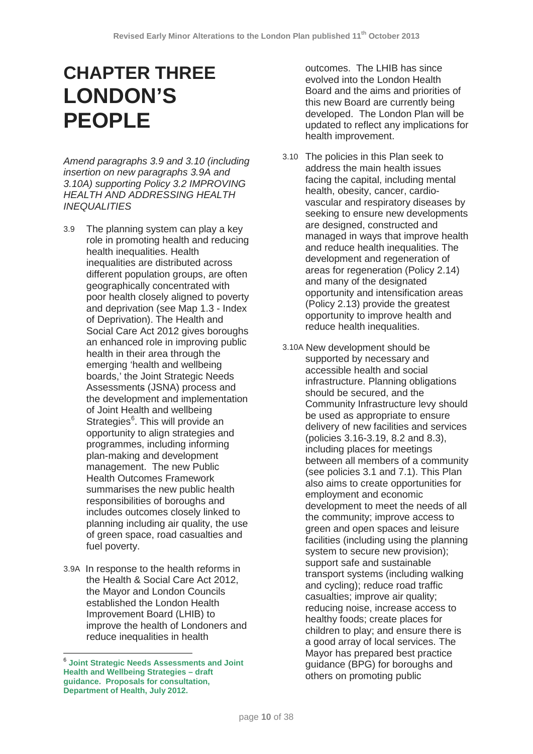# CHAPTER THREE LONDON'S PEOPLE

*Amend paragraphs 3.9 and 3.10 (including insertion on new paragraphs 3.9A and 3.10A) supporting Policy 3.2 IMPROVING HEALTH AND ADDRESSING HEALTH INEQUALITIES*

3.9 The planning system can play a key role in promoting health and reducing health inequalities. Health inequalities are distributed across different population groups, are often geographically concentrated with poor health closely aligned to poverty and deprivation (see Map 1.3 - Index of Deprivation). The Health and Social Care Act 2012 gives boroughs an enhanced role in improving public health in their area through the emerging 'health and wellbeing boards,' the Joint Strategic Needs Assessments (JSNA) process and the development and implementation of Joint Health and wellbeing Strategies[6]. This will provide an opportunity to align strategies and programmes, including informing plan-making and development management. The new Public Health Outcomes Framework summarises the new public health responsibilities of boroughs and includes outcomes closely linked to planning including air quality, the use of green space, road casualties and fuel poverty.

3.9A In response to the health reforms in the Health & Social Care Act 2012, the Mayor and London Councils established the London Health Improvement Board (LHIB) to improve the health of Londoners and reduce inequalities in health outcomes. The LHIB has since evolved into the London Health Board and the aims and priorities of this new Board are currently being developed. The London Plan will be updated to reflect any implications for health improvement.

3.10 The policies in this Plan seek to address the main health issues facing the capital, including mental health, obesity, cancer, cardio-vascular and respiratory diseases by seeking to ensure new developments are designed, constructed and managed in ways that improve health and reduce health inequalities. The development and regeneration of areas for regeneration (Policy 2.14) and many of the designated opportunity and intensification areas (Policy 2.13) provide the greatest opportunity to improve health and reduce health inequalities.

3.10A New development should be supported by necessary and accessible health and social infrastructure. Planning obligations should be secured, and the Community Infrastructure levy should be used as appropriate to ensure delivery of new facilities and services (policies 3.16-3.19, 8.2 and 8.3), including places for meetings between all members of a community (see policies 3.1 and 7.1). This Plan also aims to create opportunities for employment and economic development to meet the needs of all the community; improve access to green and open spaces and leisure facilities (including using the planning system to secure new provision); support safe and sustainable transport systems (including walking and cycling); reduce road traffic casualties; improve air quality; reducing noise, increase access to healthy foods; create places for children to play; and ensure there is a good array of local services. The Mayor has prepared best practice guidance (BPG) for boroughs and others on promoting public

[6] **Joint Strategic Needs Assessments and Joint Health and Wellbeing Strategies – draft guidance. Proposals for consultation, Department of Health, July 2012.**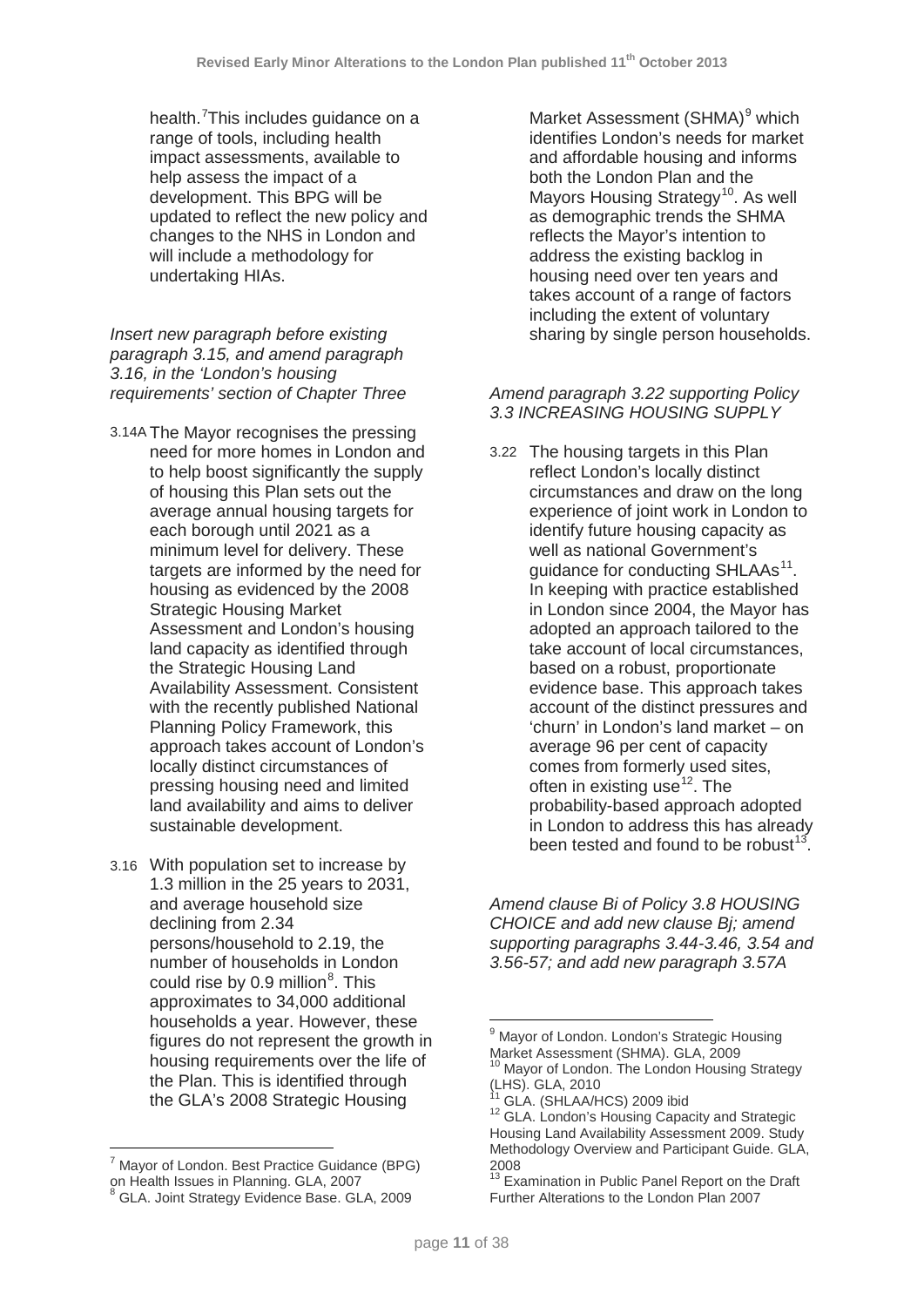health.[7] This includes guidance on a range of tools, including health impact assessments, available to help assess the impact of a development. This BPG will be updated to reflect the new policy and changes to the NHS in London and will include a methodology for undertaking HIAs.

*Insert new paragraph before existing paragraph 3.15, and amend paragraph 3.16, in the 'London's housing requirements' section of Chapter Three*

3.14A The Mayor recognises the pressing need for more homes in London and to help boost significantly the supply of housing this Plan sets out the average annual housing targets for each borough until 2021 as a minimum level for delivery. These targets are informed by the need for housing as evidenced by the 2008 Strategic Housing Market Assessment and London's housing land capacity as identified through the Strategic Housing Land Availability Assessment. Consistent with the recently published National Planning Policy Framework, this approach takes account of London's locally distinct circumstances of pressing housing need and limited land availability and aims to deliver sustainable development.

3.16 With population set to increase by 1.3 million in the 25 years to 2031, and average household size declining from 2.34 persons/household to 2.19, the number of households in London could rise by 0.9 million[8]. This approximates to 34,000 additional households a year. However, these figures do not represent the growth in housing requirements over the life of the Plan. This is identified through the GLA's 2008 Strategic Housing Market Assessment (SHMA)[9] which identifies London's needs for market and affordable housing and informs both the London Plan and the Mayors Housing Strategy[10]. As well as demographic trends the SHMA reflects the Mayor's intention to address the existing backlog in housing need over ten years and takes account of a range of factors including the extent of voluntary sharing by single person households.

*Amend paragraph 3.22 supporting Policy 3.3 INCREASING HOUSING SUPPLY*

3.22 The housing targets in this Plan reflect London's locally distinct circumstances and draw on the long experience of joint work in London to identify future housing capacity as well as national Government's guidance for conducting SHLAAs[11]. In keeping with practice established in London since 2004, the Mayor has adopted an approach tailored to the take account of local circumstances, based on a robust, proportionate evidence base. This approach takes account of the distinct pressures and 'churn' in London's land market – on average 96 per cent of capacity comes from formerly used sites, often in existing use[12]. The probability-based approach adopted in London to address this has already been tested and found to be robust[13].

*Amend clause Bi of Policy 3.8 HOUSING CHOICE and add new clause Bj; amend supporting paragraphs 3.44-3.46, 3.54 and 3.56-57; and add new paragraph 3.57A*

---

[7] Mayor of London. Best Practice Guidance (BPG) on Health Issues in Planning. GLA, 2007

[8] GLA. Joint Strategy Evidence Base. GLA, 2009

[9] Mayor of London. London's Strategic Housing Market Assessment (SHMA). GLA, 2009

[10] Mayor of London. The London Housing Strategy (LHS). GLA, 2010

[11] GLA. (SHLAA/HCS) 2009 ibid

[12] GLA. London's Housing Capacity and Strategic Housing Land Availability Assessment 2009. Study Methodology Overview and Participant Guide. GLA, 2008

[13] Examination in Public Panel Report on the Draft Further Alterations to the London Plan 2007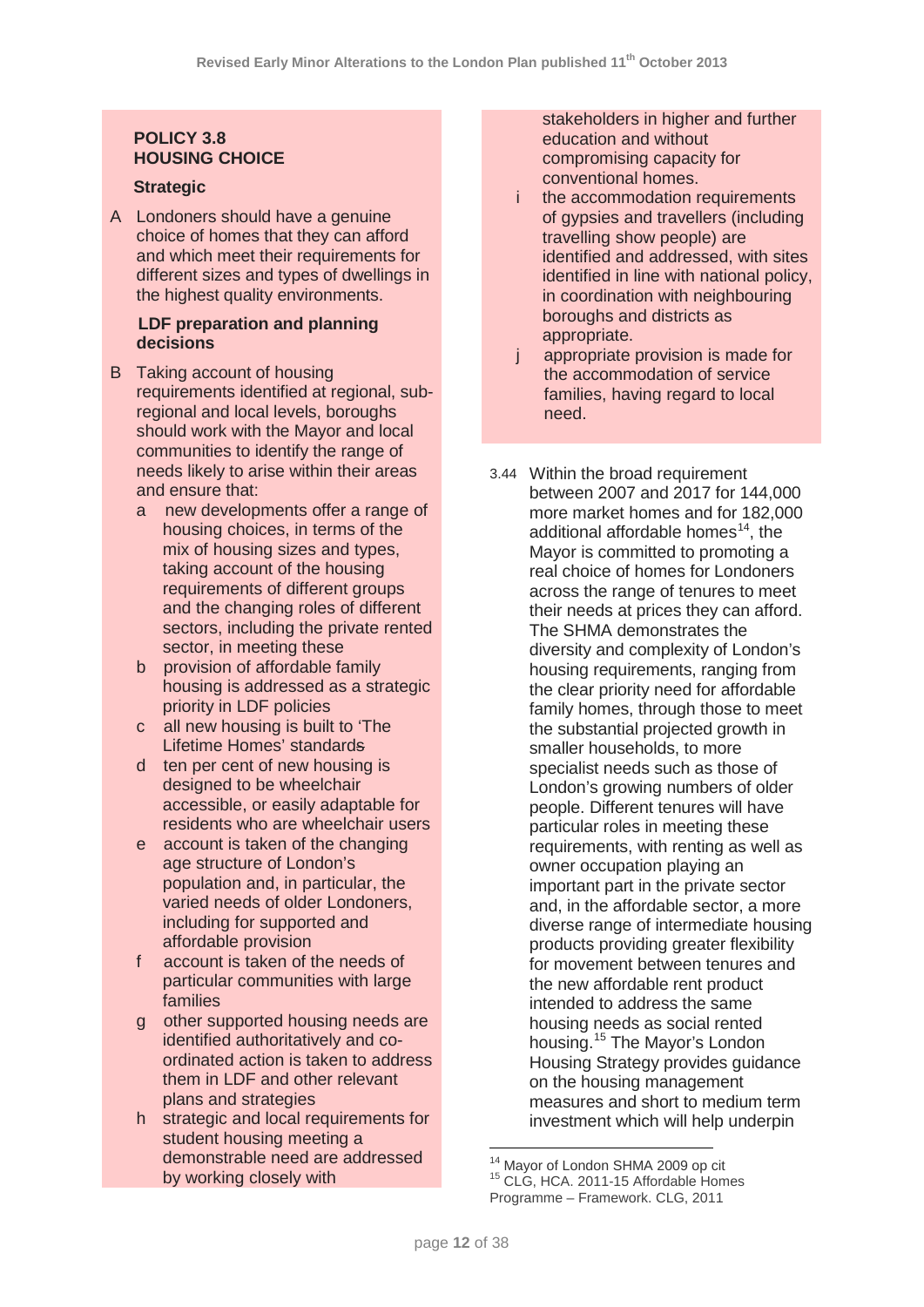**POLICY 3.8**
**HOUSING CHOICE**

**Strategic**

A Londoners should have a genuine choice of homes that they can afford and which meet their requirements for different sizes and types of dwellings in the highest quality environments.

**LDF preparation and planning decisions**

B Taking account of housing requirements identified at regional, sub-regional and local levels, boroughs should work with the Mayor and local communities to identify the range of needs likely to arise within their areas and ensure that:

a new developments offer a range of housing choices, in terms of the mix of housing sizes and types, taking account of the housing requirements of different groups and the changing roles of different sectors, including the private rented sector, in meeting these

b provision of affordable family housing is addressed as a strategic priority in LDF policies

c all new housing is built to 'The Lifetime Homes' standards

d ten per cent of new housing is designed to be wheelchair accessible, or easily adaptable for residents who are wheelchair users

e account is taken of the changing age structure of London's population and, in particular, the varied needs of older Londoners, including for supported and affordable provision

f account is taken of the needs of particular communities with large families

g other supported housing needs are identified authoritatively and co-ordinated action is taken to address them in LDF and other relevant plans and strategies

h strategic and local requirements for student housing meeting a demonstrable need are addressed by working closely with stakeholders in higher and further education and without compromising capacity for conventional homes.

i the accommodation requirements of gypsies and travellers (including travelling show people) are identified and addressed, with sites identified in line with national policy, in coordination with neighbouring boroughs and districts as appropriate.

j appropriate provision is made for the accommodation of service families, having regard to local need.

3.44 Within the broad requirement between 2007 and 2017 for 144,000 more market homes and for 182,000 additional affordable homes[14], the Mayor is committed to promoting a real choice of homes for Londoners across the range of tenures to meet their needs at prices they can afford. The SHMA demonstrates the diversity and complexity of London's housing requirements, ranging from the clear priority need for affordable family homes, through those to meet the substantial projected growth in smaller households, to more specialist needs such as those of London's growing numbers of older people. Different tenures will have particular roles in meeting these requirements, with renting as well as owner occupation playing an important part in the private sector and, in the affordable sector, a more diverse range of intermediate housing products providing greater flexibility for movement between tenures and the new affordable rent product intended to address the same housing needs as social rented housing.[15] The Mayor's London Housing Strategy provides guidance on the housing management measures and short to medium term investment which will help underpin

[14] Mayor of London SHMA 2009 op cit

[15] CLG, HCA. 2011-15 Affordable Homes Programme – Framework. CLG, 2011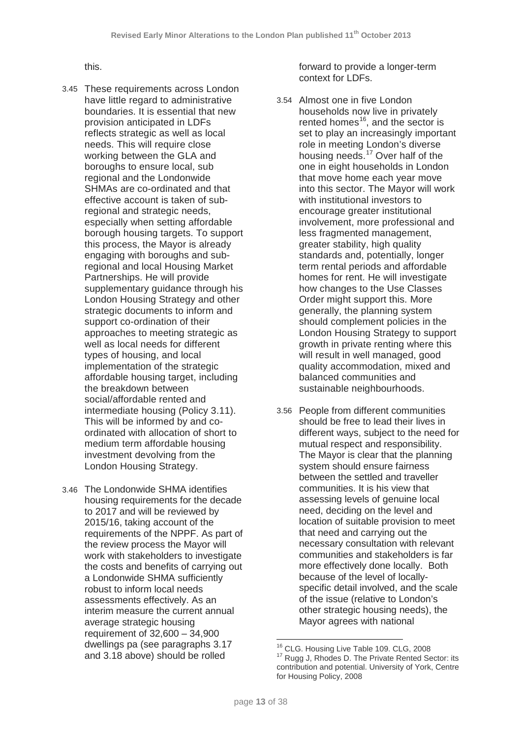this.

3.45 These requirements across London have little regard to administrative boundaries. It is essential that new provision anticipated in LDFs reflects strategic as well as local needs. This will require close working between the GLA and boroughs to ensure local, sub regional and the Londonwide SHMAs are co-ordinated and that effective account is taken of sub-regional and strategic needs, especially when setting affordable borough housing targets. To support this process, the Mayor is already engaging with boroughs and sub-regional and local Housing Market Partnerships. He will provide supplementary guidance through his London Housing Strategy and other strategic documents to inform and support co-ordination of their approaches to meeting strategic as well as local needs for different types of housing, and local implementation of the strategic affordable housing target, including the breakdown between social/affordable rented and intermediate housing (Policy 3.11). This will be informed by and co-ordinated with allocation of short to medium term affordable housing investment devolving from the London Housing Strategy.

3.46 The Londonwide SHMA identifies housing requirements for the decade to 2017 and will be reviewed by 2015/16, taking account of the requirements of the NPPF. As part of the review process the Mayor will work with stakeholders to investigate the costs and benefits of carrying out a Londonwide SHMA sufficiently robust to inform local needs assessments effectively. As an interim measure the current annual average strategic housing requirement of 32,600 – 34,900 dwellings pa (see paragraphs 3.17 and 3.18 above) should be rolled forward to provide a longer-term context for LDFs.

3.54 Almost one in five London households now live in privately rented homes[16], and the sector is set to play an increasingly important role in meeting London's diverse housing needs.[17] Over half of the one in eight households in London that move home each year move into this sector. The Mayor will work with institutional investors to encourage greater institutional involvement, more professional and less fragmented management, greater stability, high quality standards and, potentially, longer term rental periods and affordable homes for rent. He will investigate how changes to the Use Classes Order might support this. More generally, the planning system should complement policies in the London Housing Strategy to support growth in private renting where this will result in well managed, good quality accommodation, mixed and balanced communities and sustainable neighbourhoods.

3.56 People from different communities should be free to lead their lives in different ways, subject to the need for mutual respect and responsibility. The Mayor is clear that the planning system should ensure fairness between the settled and traveller communities. It is his view that assessing levels of genuine local need, deciding on the level and location of suitable provision to meet that need and carrying out the necessary consultation with relevant communities and stakeholders is far more effectively done locally. Both because of the level of locally-specific detail involved, and the scale of the issue (relative to London's other strategic housing needs), the Mayor agrees with national

---

[16] CLG. Housing Live Table 109. CLG, 2008

[17] Rugg J, Rhodes D. The Private Rented Sector: its contribution and potential. University of York, Centre for Housing Policy, 2008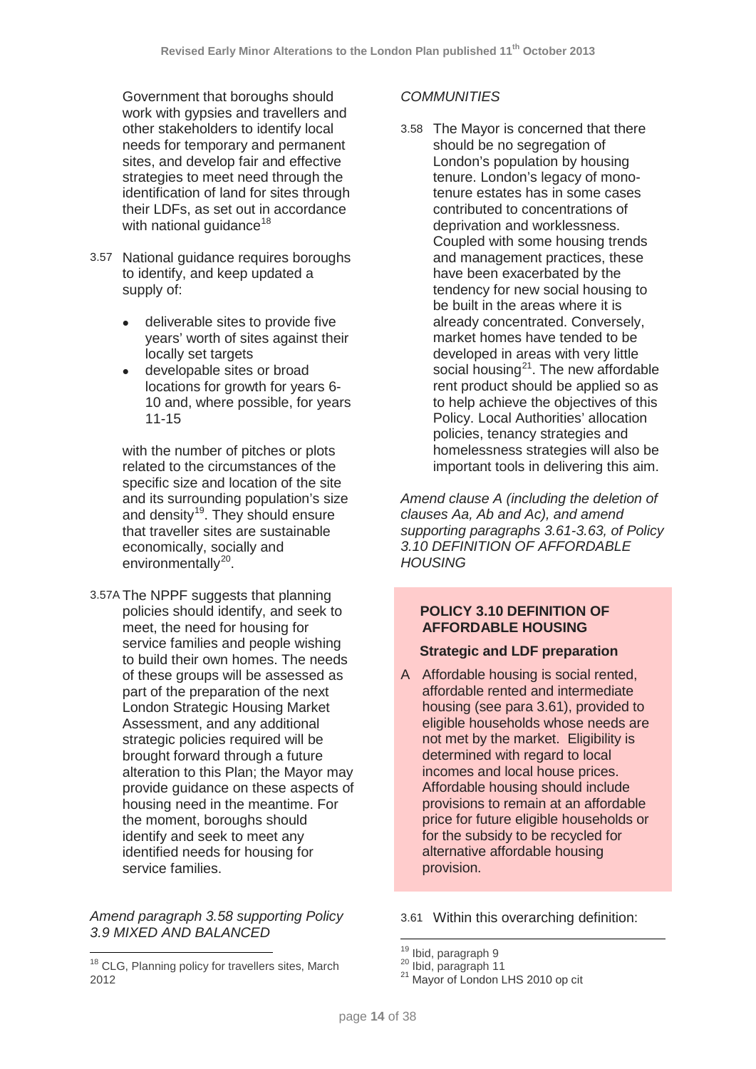Government that boroughs should work with gypsies and travellers and other stakeholders to identify local needs for temporary and permanent sites, and develop fair and effective strategies to meet need through the identification of land for sites through their LDFs, as set out in accordance with national guidance[18]

3.57 National guidance requires boroughs to identify, and keep updated a supply of:

- deliverable sites to provide five years' worth of sites against their locally set targets
- developable sites or broad locations for growth for years 6-10 and, where possible, for years 11-15

with the number of pitches or plots related to the circumstances of the specific size and location of the site and its surrounding population's size and density[19]. They should ensure that traveller sites are sustainable economically, socially and environmentally[20].

3.57A The NPPF suggests that planning policies should identify, and seek to meet, the need for housing for service families and people wishing to build their own homes. The needs of these groups will be assessed as part of the preparation of the next London Strategic Housing Market Assessment, and any additional strategic policies required will be brought forward through a future alteration to this Plan; the Mayor may provide guidance on these aspects of housing need in the meantime. For the moment, boroughs should identify and seek to meet any identified needs for housing for service families.

*Amend paragraph 3.58 supporting Policy 3.9 MIXED AND BALANCED*

*COMMUNITIES*

3.58 The Mayor is concerned that there should be no segregation of London's population by housing tenure. London's legacy of mono-tenure estates has in some cases contributed to concentrations of deprivation and worklessness. Coupled with some housing trends and management practices, these have been exacerbated by the tendency for new social housing to be built in the areas where it is already concentrated. Conversely, market homes have tended to be developed in areas with very little social housing[21]. The new affordable rent product should be applied so as to help achieve the objectives of this Policy. Local Authorities' allocation policies, tenancy strategies and homelessness strategies will also be important tools in delivering this aim.

*Amend clause A (including the deletion of clauses Aa, Ab and Ac), and amend supporting paragraphs 3.61-3.63, of Policy 3.10 DEFINITION OF AFFORDABLE HOUSING*

**POLICY 3.10 DEFINITION OF AFFORDABLE HOUSING**

**Strategic and LDF preparation**

A Affordable housing is social rented, affordable rented and intermediate housing (see para 3.61), provided to eligible households whose needs are not met by the market. Eligibility is determined with regard to local incomes and local house prices. Affordable housing should include provisions to remain at an affordable price for future eligible households or for the subsidy to be recycled for alternative affordable housing provision.

3.61 Within this overarching definition:

[18] CLG, Planning policy for travellers sites, March 2012

[19] Ibid, paragraph 9

[20] Ibid, paragraph 11

[21] Mayor of London LHS 2010 op cit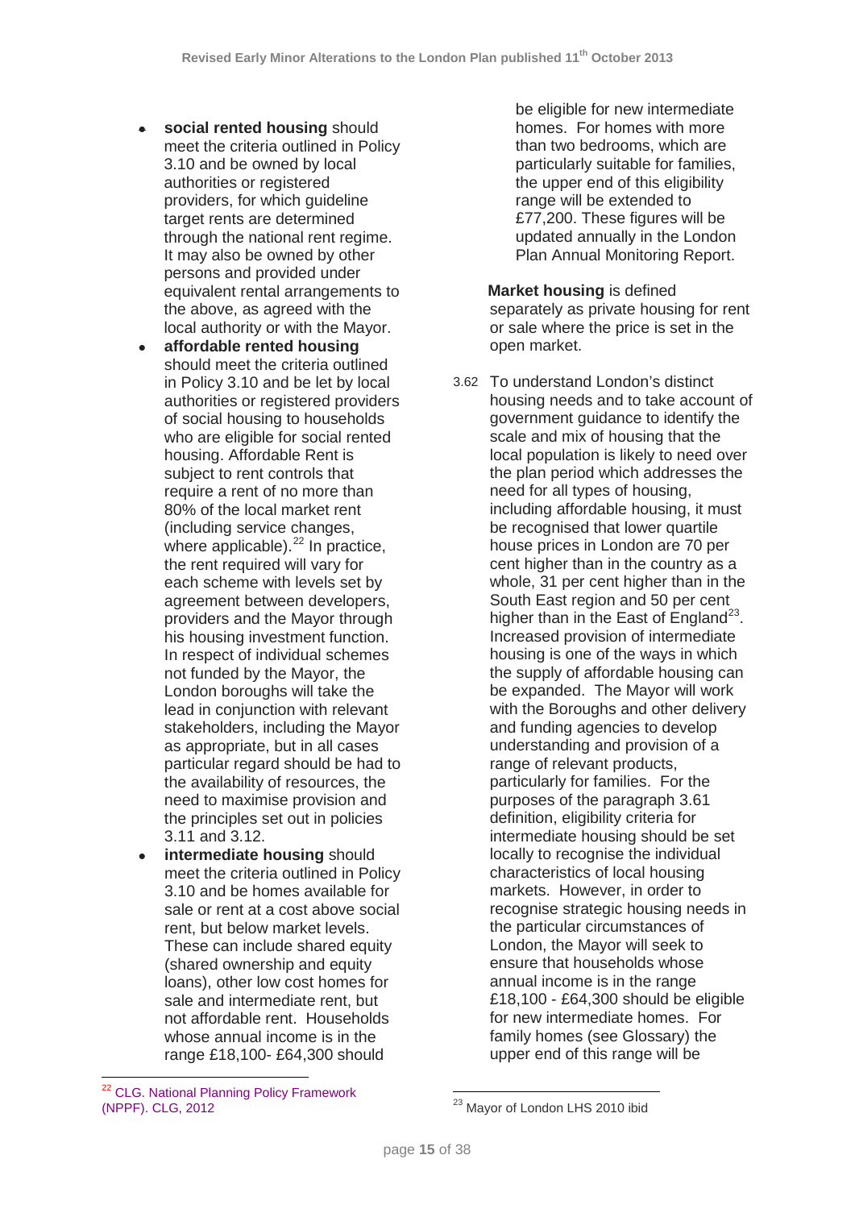- **social rented housing** should meet the criteria outlined in Policy 3.10 and be owned by local authorities or registered providers, for which guideline target rents are determined through the national rent regime. It may also be owned by other persons and provided under equivalent rental arrangements to the above, as agreed with the local authority or with the Mayor.
- **affordable rented housing** should meet the criteria outlined in Policy 3.10 and be let by local authorities or registered providers of social housing to households who are eligible for social rented housing. Affordable Rent is subject to rent controls that require a rent of no more than 80% of the local market rent (including service changes, where applicable).[22] In practice, the rent required will vary for each scheme with levels set by agreement between developers, providers and the Mayor through his housing investment function. In respect of individual schemes not funded by the Mayor, the London boroughs will take the lead in conjunction with relevant stakeholders, including the Mayor as appropriate, but in all cases particular regard should be had to the availability of resources, the need to maximise provision and the principles set out in policies 3.11 and 3.12.
- **intermediate housing** should meet the criteria outlined in Policy 3.10 and be homes available for sale or rent at a cost above social rent, but below market levels. These can include shared equity (shared ownership and equity loans), other low cost homes for sale and intermediate rent, but not affordable rent. Households whose annual income is in the range £18,100- £64,300 should be eligible for new intermediate homes. For homes with more than two bedrooms, which are particularly suitable for families, the upper end of this eligibility range will be extended to £77,200. These figures will be updated annually in the London Plan Annual Monitoring Report.

**Market housing** is defined separately as private housing for rent or sale where the price is set in the open market.

3.62 To understand London's distinct housing needs and to take account of government guidance to identify the scale and mix of housing that the local population is likely to need over the plan period which addresses the need for all types of housing, including affordable housing, it must be recognised that lower quartile house prices in London are 70 per cent higher than in the country as a whole, 31 per cent higher than in the South East region and 50 per cent higher than in the East of England[23]. Increased provision of intermediate housing is one of the ways in which the supply of affordable housing can be expanded. The Mayor will work with the Boroughs and other delivery and funding agencies to develop understanding and provision of a range of relevant products, particularly for families. For the purposes of the paragraph 3.61 definition, eligibility criteria for intermediate housing should be set locally to recognise the individual characteristics of local housing markets. However, in order to recognise strategic housing needs in the particular circumstances of London, the Mayor will seek to ensure that households whose annual income is in the range £18,100 - £64,300 should be eligible for new intermediate homes. For family homes (see Glossary) the upper end of this range will be

[22] CLG. National Planning Policy Framework (NPPF). CLG, 2012

[23] Mayor of London LHS 2010 ibid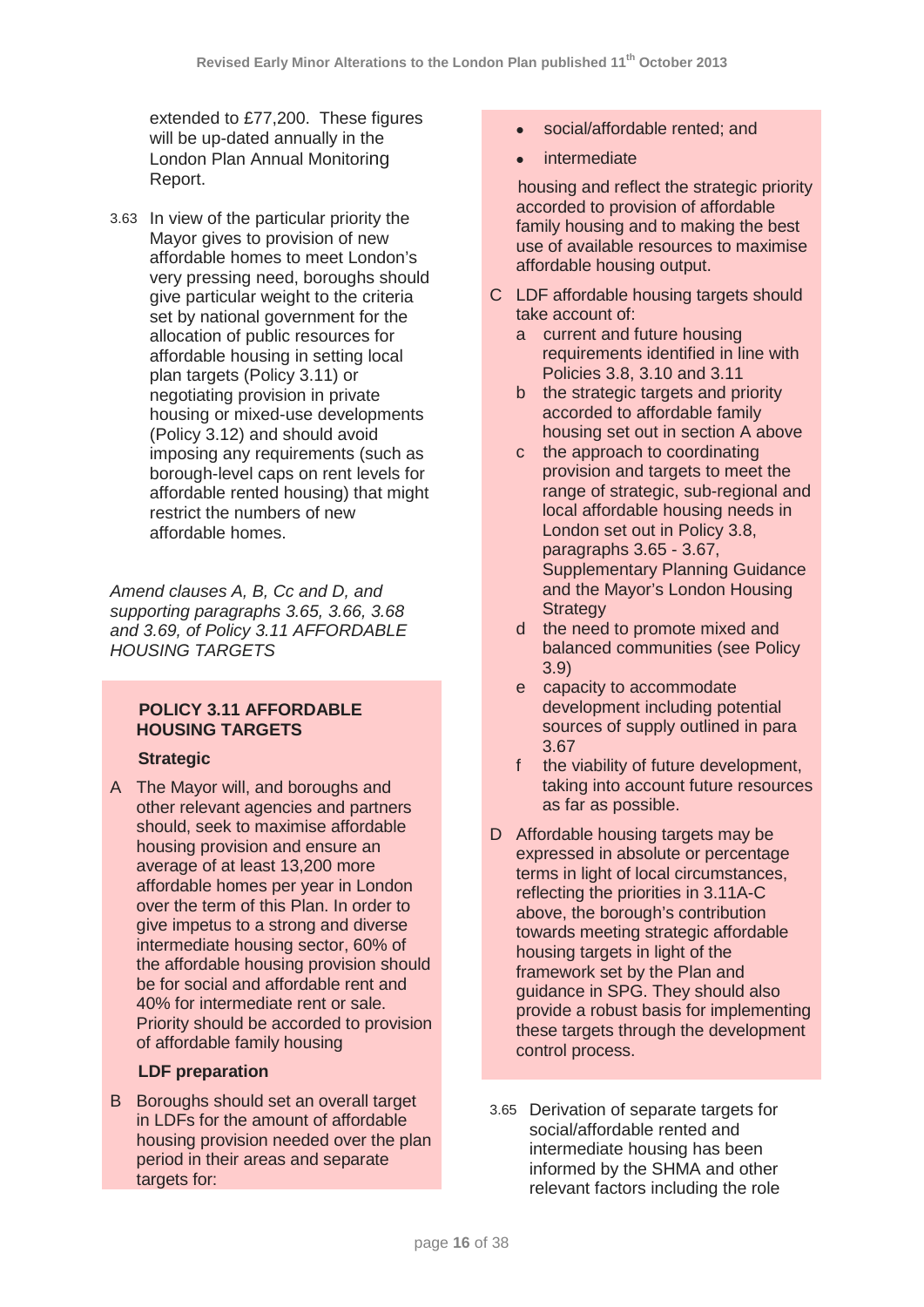extended to £77,200. These figures will be up-dated annually in the London Plan Annual Monitoring Report.

3.63 In view of the particular priority the Mayor gives to provision of new affordable homes to meet London's very pressing need, boroughs should give particular weight to the criteria set by national government for the allocation of public resources for affordable housing in setting local plan targets (Policy 3.11) or negotiating provision in private housing or mixed-use developments (Policy 3.12) and should avoid imposing any requirements (such as borough-level caps on rent levels for affordable rented housing) that might restrict the numbers of new affordable homes.

*Amend clauses A, B, Cc and D, and supporting paragraphs 3.65, 3.66, 3.68 and 3.69, of Policy 3.11 AFFORDABLE HOUSING TARGETS*

**POLICY 3.11 AFFORDABLE HOUSING TARGETS**

**Strategic**

A The Mayor will, and boroughs and other relevant agencies and partners should, seek to maximise affordable housing provision and ensure an average of at least 13,200 more affordable homes per year in London over the term of this Plan. In order to give impetus to a strong and diverse intermediate housing sector, 60% of the affordable housing provision should be for social and affordable rent and 40% for intermediate rent or sale. Priority should be accorded to provision of affordable family housing

**LDF preparation**

B Boroughs should set an overall target in LDFs for the amount of affordable housing provision needed over the plan period in their areas and separate targets for:

- social/affordable rented; and
- intermediate

housing and reflect the strategic priority accorded to provision of affordable family housing and to making the best use of available resources to maximise affordable housing output.

C LDF affordable housing targets should take account of:
   a current and future housing requirements identified in line with Policies 3.8, 3.10 and 3.11
   b the strategic targets and priority accorded to affordable family housing set out in section A above
   c the approach to coordinating provision and targets to meet the range of strategic, sub-regional and local affordable housing needs in London set out in Policy 3.8, paragraphs 3.65 - 3.67, Supplementary Planning Guidance and the Mayor's London Housing Strategy
   d the need to promote mixed and balanced communities (see Policy 3.9)
   e capacity to accommodate development including potential sources of supply outlined in para 3.67
   f the viability of future development, taking into account future resources as far as possible.

D Affordable housing targets may be expressed in absolute or percentage terms in light of local circumstances, reflecting the priorities in 3.11A-C above, the borough's contribution towards meeting strategic affordable housing targets in light of the framework set by the Plan and guidance in SPG. They should also provide a robust basis for implementing these targets through the development control process.

3.65 Derivation of separate targets for social/affordable rented and intermediate housing has been informed by the SHMA and other relevant factors including the role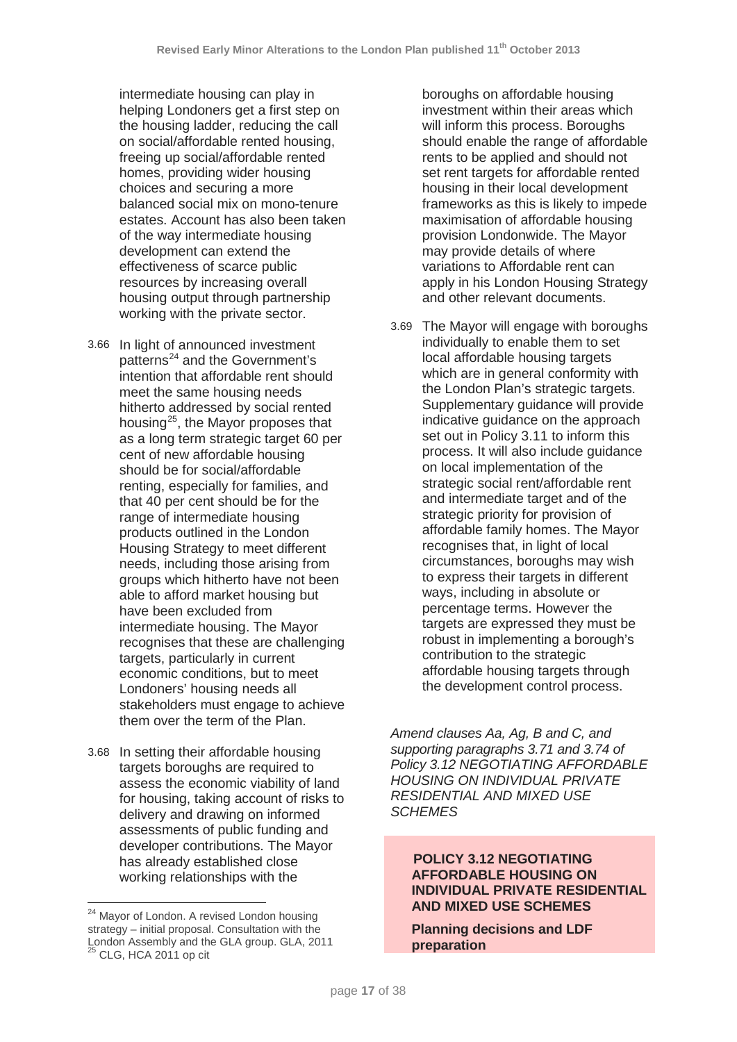intermediate housing can play in helping Londoners get a first step on the housing ladder, reducing the call on social/affordable rented housing, freeing up social/affordable rented homes, providing wider housing choices and securing a more balanced social mix on mono-tenure estates. Account has also been taken of the way intermediate housing development can extend the effectiveness of scarce public resources by increasing overall housing output through partnership working with the private sector.

3.66 In light of announced investment patterns[24] and the Government's intention that affordable rent should meet the same housing needs hitherto addressed by social rented housing[25], the Mayor proposes that as a long term strategic target 60 per cent of new affordable housing should be for social/affordable renting, especially for families, and that 40 per cent should be for the range of intermediate housing products outlined in the London Housing Strategy to meet different needs, including those arising from groups which hitherto have not been able to afford market housing but have been excluded from intermediate housing. The Mayor recognises that these are challenging targets, particularly in current economic conditions, but to meet Londoners' housing needs all stakeholders must engage to achieve them over the term of the Plan.

3.68 In setting their affordable housing targets boroughs are required to assess the economic viability of land for housing, taking account of risks to delivery and drawing on informed assessments of public funding and developer contributions. The Mayor has already established close working relationships with the boroughs on affordable housing investment within their areas which will inform this process. Boroughs should enable the range of affordable rents to be applied and should not set rent targets for affordable rented housing in their local development frameworks as this is likely to impede maximisation of affordable housing provision Londonwide. The Mayor may provide details of where variations to Affordable rent can apply in his London Housing Strategy and other relevant documents.

3.69 The Mayor will engage with boroughs individually to enable them to set local affordable housing targets which are in general conformity with the London Plan's strategic targets. Supplementary guidance will provide indicative guidance on the approach set out in Policy 3.11 to inform this process. It will also include guidance on local implementation of the strategic social rent/affordable rent and intermediate target and of the strategic priority for provision of affordable family homes. The Mayor recognises that, in light of local circumstances, boroughs may wish to express their targets in different ways, including in absolute or percentage terms. However the targets are expressed they must be robust in implementing a borough's contribution to the strategic affordable housing targets through the development control process.

*Amend clauses Aa, Ag, B and C, and supporting paragraphs 3.71 and 3.74 of Policy 3.12 NEGOTIATING AFFORDABLE HOUSING ON INDIVIDUAL PRIVATE RESIDENTIAL AND MIXED USE SCHEMES*

**POLICY 3.12 NEGOTIATING AFFORDABLE HOUSING ON INDIVIDUAL PRIVATE RESIDENTIAL AND MIXED USE SCHEMES**

**Planning decisions and LDF preparation**

[24] Mayor of London. A revised London housing strategy – initial proposal. Consultation with the London Assembly and the GLA group. GLA, 2011

[25] CLG, HCA 2011 op cit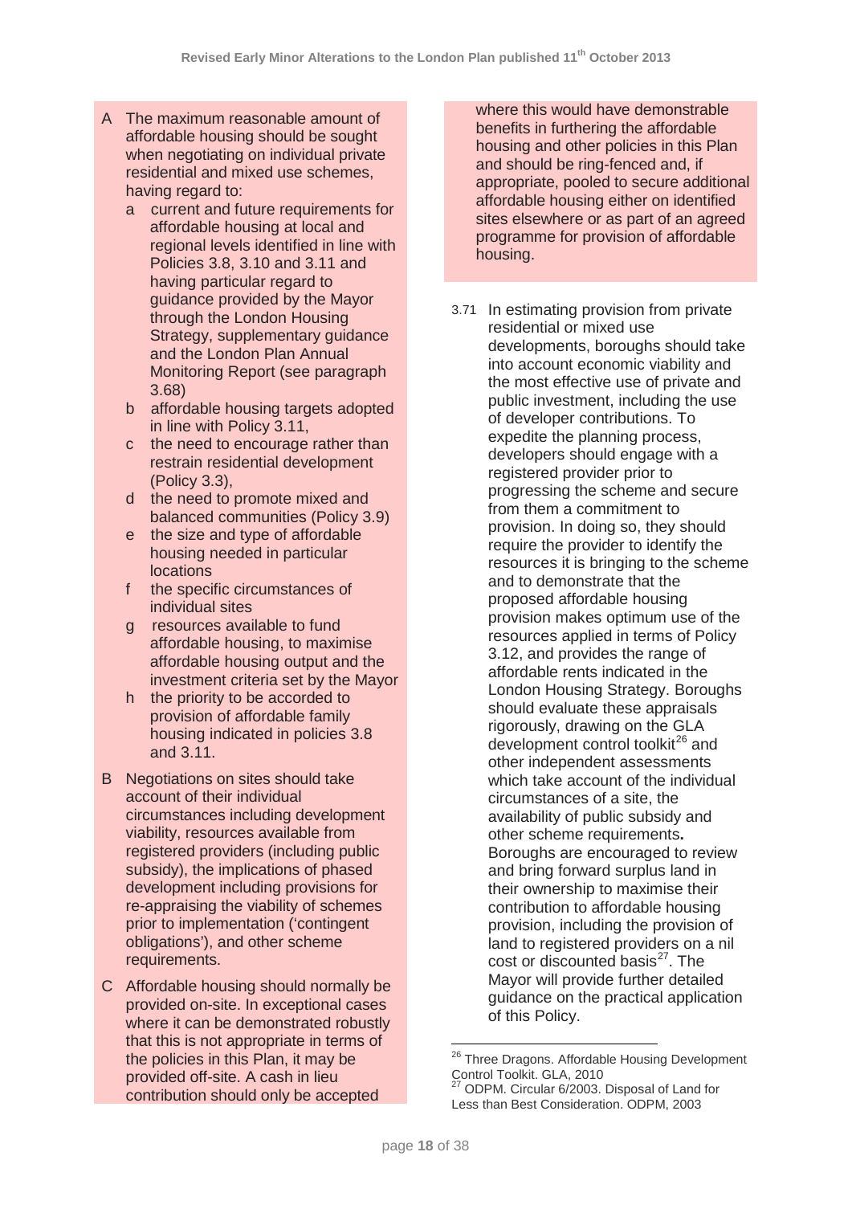A The maximum reasonable amount of affordable housing should be sought when negotiating on individual private residential and mixed use schemes, having regard to:

   a current and future requirements for affordable housing at local and regional levels identified in line with Policies 3.8, 3.10 and 3.11 and having particular regard to guidance provided by the Mayor through the London Housing Strategy, supplementary guidance and the London Plan Annual Monitoring Report (see paragraph 3.68)
   b affordable housing targets adopted in line with Policy 3.11,
   c the need to encourage rather than restrain residential development (Policy 3.3),
   d the need to promote mixed and balanced communities (Policy 3.9)
   e the size and type of affordable housing needed in particular locations
   f the specific circumstances of individual sites
   g resources available to fund affordable housing, to maximise affordable housing output and the investment criteria set by the Mayor
   h the priority to be accorded to provision of affordable family housing indicated in policies 3.8 and 3.11.

B Negotiations on sites should take account of their individual circumstances including development viability, resources available from registered providers (including public subsidy), the implications of phased development including provisions for re-appraising the viability of schemes prior to implementation ('contingent obligations'), and other scheme requirements.

C Affordable housing should normally be provided on-site. In exceptional cases where it can be demonstrated robustly that this is not appropriate in terms of the policies in this Plan, it may be provided off-site. A cash in lieu contribution should only be accepted where this would have demonstrable benefits in furthering the affordable housing and other policies in this Plan and should be ring-fenced and, if appropriate, pooled to secure additional affordable housing either on identified sites elsewhere or as part of an agreed programme for provision of affordable housing.

3.71 In estimating provision from private residential or mixed use developments, boroughs should take into account economic viability and the most effective use of private and public investment, including the use of developer contributions. To expedite the planning process, developers should engage with a registered provider prior to progressing the scheme and secure from them a commitment to provision. In doing so, they should require the provider to identify the resources it is bringing to the scheme and to demonstrate that the proposed affordable housing provision makes optimum use of the resources applied in terms of Policy 3.12, and provides the range of affordable rents indicated in the London Housing Strategy. Boroughs should evaluate these appraisals rigorously, drawing on the GLA development control toolkit[26] and other independent assessments which take account of the individual circumstances of a site, the availability of public subsidy and other scheme requirements. Boroughs are encouraged to review and bring forward surplus land in their ownership to maximise their contribution to affordable housing provision, including the provision of land to registered providers on a nil cost or discounted basis[27]. The Mayor will provide further detailed guidance on the practical application of this Policy.

---

[26] Three Dragons. Affordable Housing Development Control Toolkit. GLA, 2010

[27] ODPM. Circular 6/2003. Disposal of Land for Less than Best Consideration. ODPM, 2003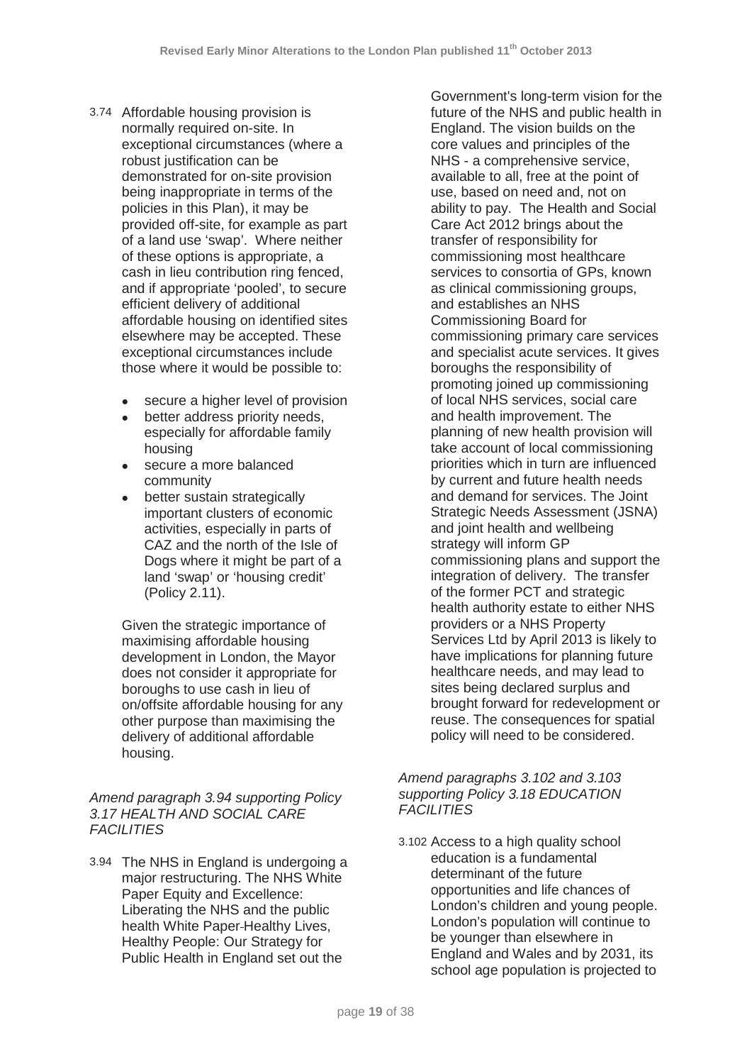3.74 Affordable housing provision is normally required on-site. In exceptional circumstances (where a robust justification can be demonstrated for on-site provision being inappropriate in terms of the policies in this Plan), it may be provided off-site, for example as part of a land use 'swap'. Where neither of these options is appropriate, a cash in lieu contribution ring fenced, and if appropriate 'pooled', to secure efficient delivery of additional affordable housing on identified sites elsewhere may be accepted. These exceptional circumstances include those where it would be possible to:

- secure a higher level of provision
- better address priority needs, especially for affordable family housing
- secure a more balanced community
- better sustain strategically important clusters of economic activities, especially in parts of CAZ and the north of the Isle of Dogs where it might be part of a land 'swap' or 'housing credit' (Policy 2.11).

Given the strategic importance of maximising affordable housing development in London, the Mayor does not consider it appropriate for boroughs to use cash in lieu of on/offsite affordable housing for any other purpose than maximising the delivery of additional affordable housing.

*Amend paragraph 3.94 supporting Policy 3.17 HEALTH AND SOCIAL CARE FACILITIES*

3.94 The NHS in England is undergoing a major restructuring. The NHS White Paper Equity and Excellence: Liberating the NHS and the public health White Paper-Healthy Lives, Healthy People: Our Strategy for Public Health in England set out the Government's long-term vision for the future of the NHS and public health in England. The vision builds on the core values and principles of the NHS - a comprehensive service, available to all, free at the point of use, based on need and, not on ability to pay. The Health and Social Care Act 2012 brings about the transfer of responsibility for commissioning most healthcare services to consortia of GPs, known as clinical commissioning groups, and establishes an NHS Commissioning Board for commissioning primary care services and specialist acute services. It gives boroughs the responsibility of promoting joined up commissioning of local NHS services, social care and health improvement. The planning of new health provision will take account of local commissioning priorities which in turn are influenced by current and future health needs and demand for services. The Joint Strategic Needs Assessment (JSNA) and joint health and wellbeing strategy will inform GP commissioning plans and support the integration of delivery. The transfer of the former PCT and strategic health authority estate to either NHS providers or a NHS Property Services Ltd by April 2013 is likely to have implications for planning future healthcare needs, and may lead to sites being declared surplus and brought forward for redevelopment or reuse. The consequences for spatial policy will need to be considered.

*Amend paragraphs 3.102 and 3.103 supporting Policy 3.18 EDUCATION FACILITIES*

3.102 Access to a high quality school education is a fundamental determinant of the future opportunities and life chances of London's children and young people. London's population will continue to be younger than elsewhere in England and Wales and by 2031, its school age population is projected to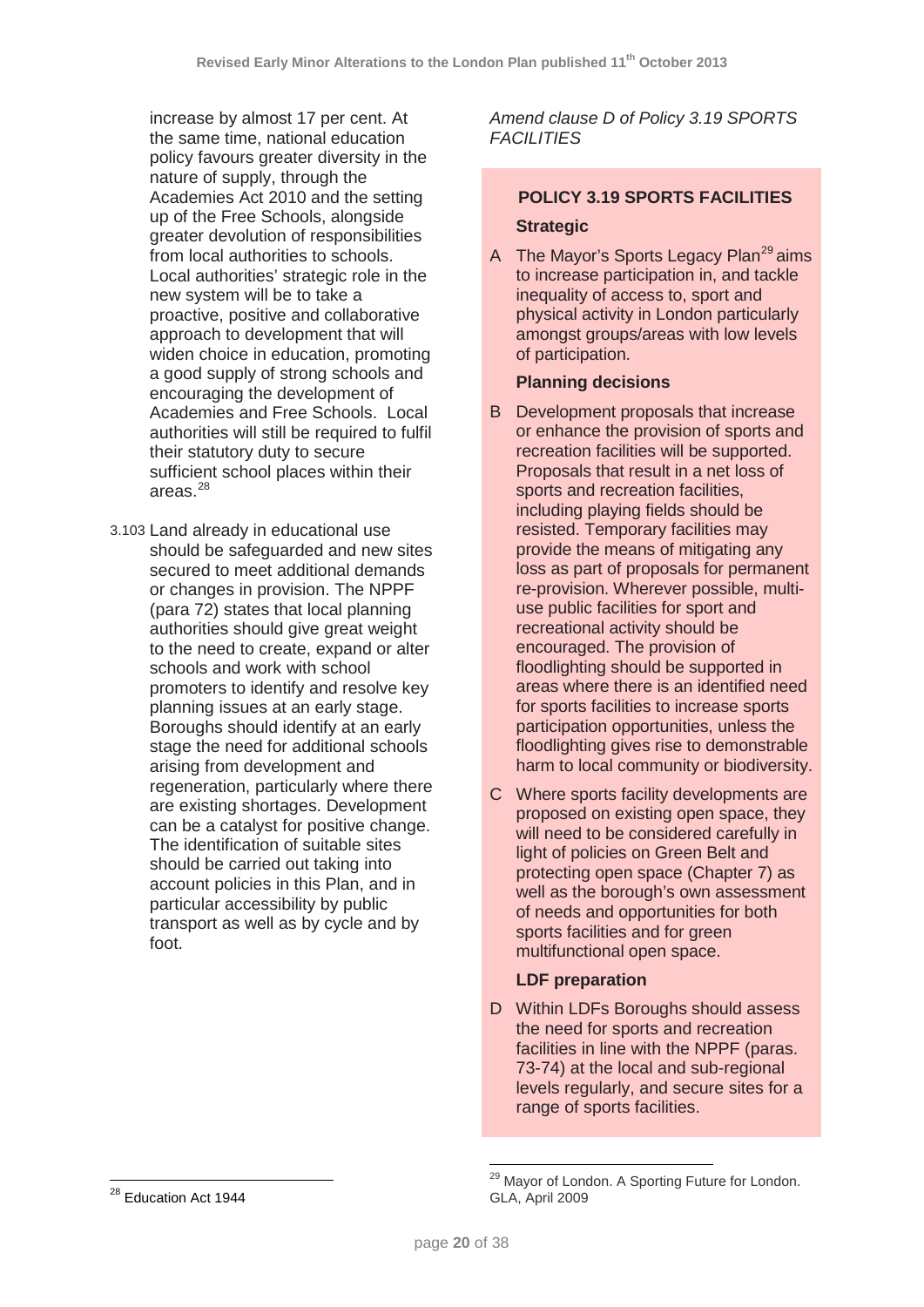increase by almost 17 per cent. At the same time, national education policy favours greater diversity in the nature of supply, through the Academies Act 2010 and the setting up of the Free Schools, alongside greater devolution of responsibilities from local authorities to schools. Local authorities' strategic role in the new system will be to take a proactive, positive and collaborative approach to development that will widen choice in education, promoting a good supply of strong schools and encouraging the development of Academies and Free Schools. Local authorities will still be required to fulfil their statutory duty to secure sufficient school places within their areas.[28]

3.103 Land already in educational use should be safeguarded and new sites secured to meet additional demands or changes in provision. The NPPF (para 72) states that local planning authorities should give great weight to the need to create, expand or alter schools and work with school promoters to identify and resolve key planning issues at an early stage. Boroughs should identify at an early stage the need for additional schools arising from development and regeneration, particularly where there are existing shortages. Development can be a catalyst for positive change. The identification of suitable sites should be carried out taking into account policies in this Plan, and in particular accessibility by public transport as well as by cycle and by foot.

*Amend clause D of Policy 3.19 SPORTS FACILITIES*

**POLICY 3.19 SPORTS FACILITIES**

**Strategic**

A The Mayor's Sports Legacy Plan[29] aims to increase participation in, and tackle inequality of access to, sport and physical activity in London particularly amongst groups/areas with low levels of participation.

**Planning decisions**

B Development proposals that increase or enhance the provision of sports and recreation facilities will be supported. Proposals that result in a net loss of sports and recreation facilities, including playing fields should be resisted. Temporary facilities may provide the means of mitigating any loss as part of proposals for permanent re-provision. Wherever possible, multi-use public facilities for sport and recreational activity should be encouraged. The provision of floodlighting should be supported in areas where there is an identified need for sports facilities to increase sports participation opportunities, unless the floodlighting gives rise to demonstrable harm to local community or biodiversity.

C Where sports facility developments are proposed on existing open space, they will need to be considered carefully in light of policies on Green Belt and protecting open space (Chapter 7) as well as the borough's own assessment of needs and opportunities for both sports facilities and for green multifunctional open space.

**LDF preparation**

D Within LDFs Boroughs should assess the need for sports and recreation facilities in line with the NPPF (paras. 73-74) at the local and sub-regional levels regularly, and secure sites for a range of sports facilities.

---

[28] Education Act 1944

[29] Mayor of London. A Sporting Future for London. GLA, April 2009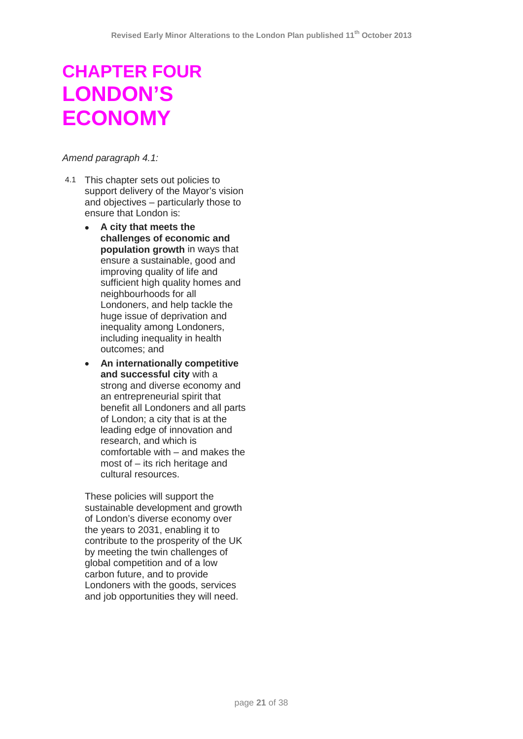# CHAPTER FOUR LONDON'S ECONOMY

*Amend paragraph 4.1:*

4.1 This chapter sets out policies to support delivery of the Mayor's vision and objectives – particularly those to ensure that London is:

- **A city that meets the challenges of economic and population growth** in ways that ensure a sustainable, good and improving quality of life and sufficient high quality homes and neighbourhoods for all Londoners, and help tackle the huge issue of deprivation and inequality among Londoners, including inequality in health outcomes; and
- **An internationally competitive and successful city** with a strong and diverse economy and an entrepreneurial spirit that benefit all Londoners and all parts of London; a city that is at the leading edge of innovation and research, and which is comfortable with – and makes the most of – its rich heritage and cultural resources.

These policies will support the sustainable development and growth of London's diverse economy over the years to 2031, enabling it to contribute to the prosperity of the UK by meeting the twin challenges of global competition and of a low carbon future, and to provide Londoners with the goods, services and job opportunities they will need.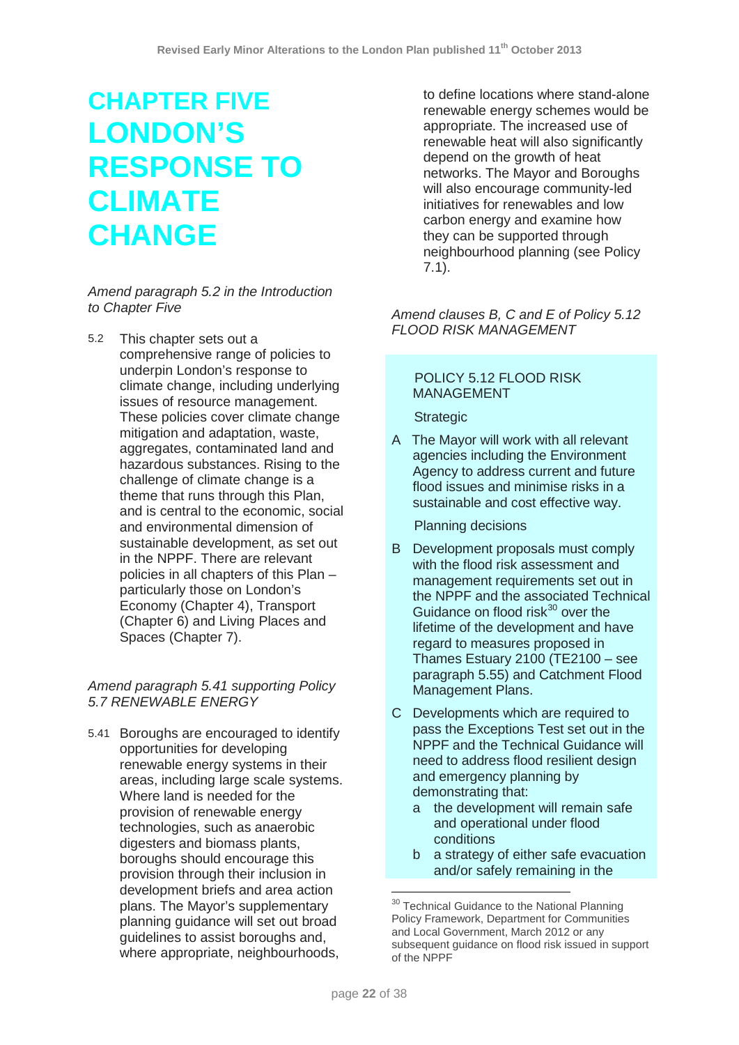# CHAPTER FIVE LONDON'S RESPONSE TO CLIMATE CHANGE

*Amend paragraph 5.2 in the Introduction to Chapter Five*

5.2 This chapter sets out a comprehensive range of policies to underpin London's response to climate change, including underlying issues of resource management. These policies cover climate change mitigation and adaptation, waste, aggregates, contaminated land and hazardous substances. Rising to the challenge of climate change is a theme that runs through this Plan, and is central to the economic, social and environmental dimension of sustainable development, as set out in the NPPF. There are relevant policies in all chapters of this Plan – particularly those on London's Economy (Chapter 4), Transport (Chapter 6) and Living Places and Spaces (Chapter 7).

*Amend paragraph 5.41 supporting Policy 5.7 RENEWABLE ENERGY*

5.41 Boroughs are encouraged to identify opportunities for developing renewable energy systems in their areas, including large scale systems. Where land is needed for the provision of renewable energy technologies, such as anaerobic digesters and biomass plants, boroughs should encourage this provision through their inclusion in development briefs and area action plans. The Mayor's supplementary planning guidance will set out broad guidelines to assist boroughs and, where appropriate, neighbourhoods, to define locations where stand-alone renewable energy schemes would be appropriate. The increased use of renewable heat will also significantly depend on the growth of heat networks. The Mayor and Boroughs will also encourage community-led initiatives for renewables and low carbon energy and examine how they can be supported through neighbourhood planning (see Policy 7.1).

*Amend clauses B, C and E of Policy 5.12 FLOOD RISK MANAGEMENT*

POLICY 5.12 FLOOD RISK MANAGEMENT

Strategic

A The Mayor will work with all relevant agencies including the Environment Agency to address current and future flood issues and minimise risks in a sustainable and cost effective way.

Planning decisions

B Development proposals must comply with the flood risk assessment and management requirements set out in the NPPF and the associated Technical Guidance on flood risk[30] over the lifetime of the development and have regard to measures proposed in Thames Estuary 2100 (TE2100 – see paragraph 5.55) and Catchment Flood Management Plans.

C Developments which are required to pass the Exceptions Test set out in the NPPF and the Technical Guidance will need to address flood resilient design and emergency planning by demonstrating that:

- a the development will remain safe and operational under flood conditions
- b a strategy of either safe evacuation and/or safely remaining in the

[30] Technical Guidance to the National Planning Policy Framework, Department for Communities and Local Government, March 2012 or any subsequent guidance on flood risk issued in support of the NPPF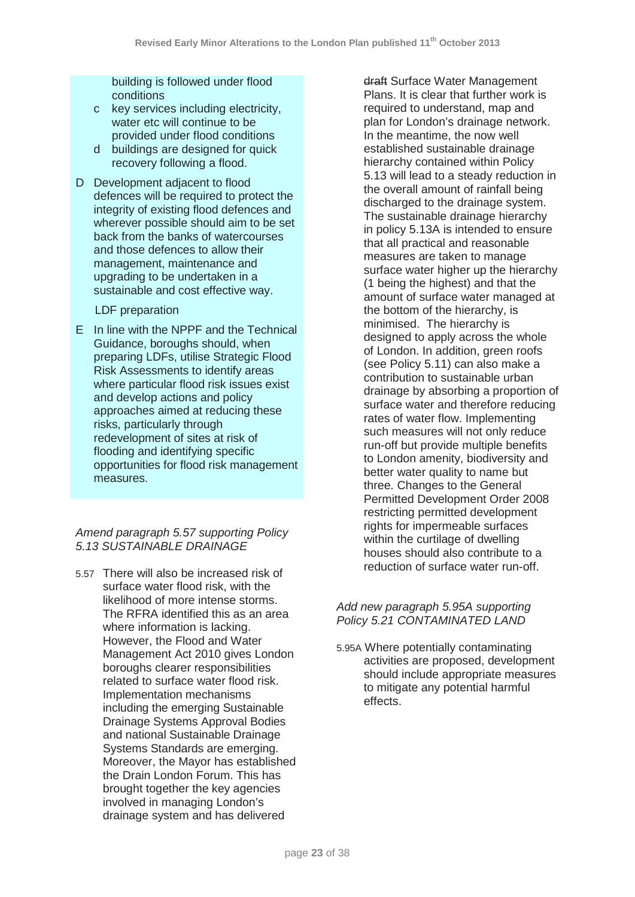building is followed under flood conditions

c key services including electricity, water etc will continue to be provided under flood conditions

d buildings are designed for quick recovery following a flood.

D Development adjacent to flood defences will be required to protect the integrity of existing flood defences and wherever possible should aim to be set back from the banks of watercourses and those defences to allow their management, maintenance and upgrading to be undertaken in a sustainable and cost effective way.

LDF preparation

E In line with the NPPF and the Technical Guidance, boroughs should, when preparing LDFs, utilise Strategic Flood Risk Assessments to identify areas where particular flood risk issues exist and develop actions and policy approaches aimed at reducing these risks, particularly through redevelopment of sites at risk of flooding and identifying specific opportunities for flood risk management measures.

*Amend paragraph 5.57 supporting Policy 5.13 SUSTAINABLE DRAINAGE*

5.57 There will also be increased risk of surface water flood risk, with the likelihood of more intense storms. The RFRA identified this as an area where information is lacking. However, the Flood and Water Management Act 2010 gives London boroughs clearer responsibilities related to surface water flood risk. Implementation mechanisms including the emerging Sustainable Drainage Systems Approval Bodies and national Sustainable Drainage Systems Standards are emerging. Moreover, the Mayor has established the Drain London Forum. This has brought together the key agencies involved in managing London's drainage system and has delivered ~~draft~~ Surface Water Management Plans. It is clear that further work is required to understand, map and plan for London's drainage network. In the meantime, the now well established sustainable drainage hierarchy contained within Policy 5.13 will lead to a steady reduction in the overall amount of rainfall being discharged to the drainage system. The sustainable drainage hierarchy in policy 5.13A is intended to ensure that all practical and reasonable measures are taken to manage surface water higher up the hierarchy (1 being the highest) and that the amount of surface water managed at the bottom of the hierarchy, is minimised. The hierarchy is designed to apply across the whole of London. In addition, green roofs (see Policy 5.11) can also make a contribution to sustainable urban drainage by absorbing a proportion of surface water and therefore reducing rates of water flow. Implementing such measures will not only reduce run-off but provide multiple benefits to London amenity, biodiversity and better water quality to name but three. Changes to the General Permitted Development Order 2008 restricting permitted development rights for impermeable surfaces within the curtilage of dwelling houses should also contribute to a reduction of surface water run-off.

*Add new paragraph 5.95A supporting Policy 5.21 CONTAMINATED LAND*

5.95A Where potentially contaminating activities are proposed, development should include appropriate measures to mitigate any potential harmful effects.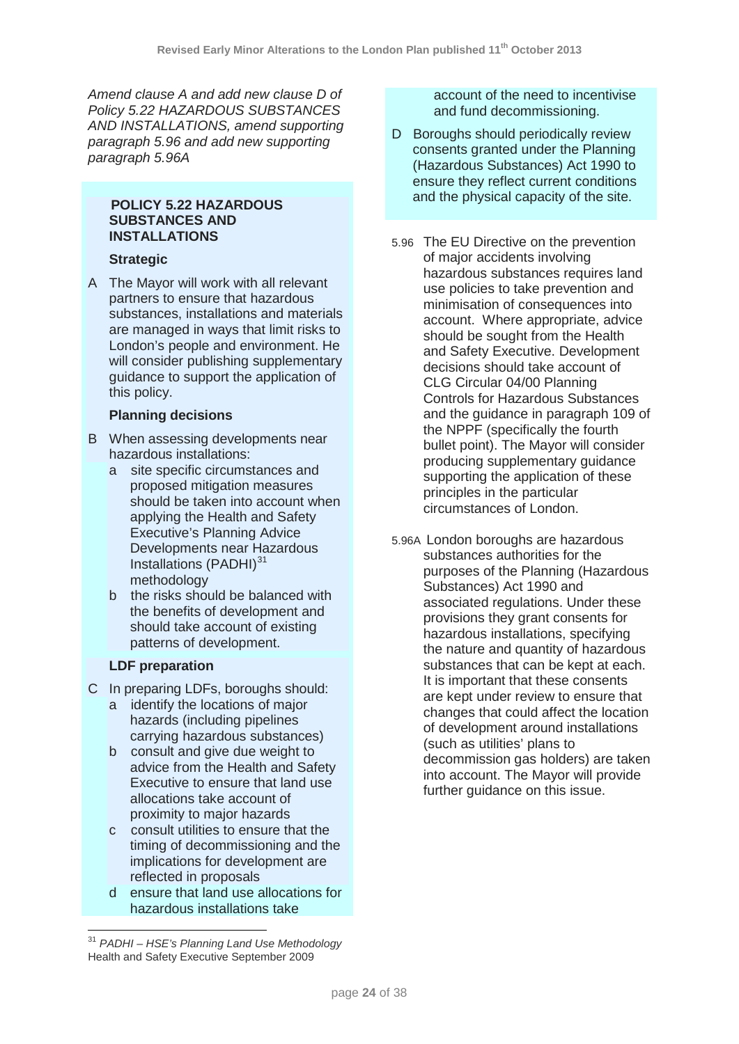*Amend clause A and add new clause D of Policy 5.22 HAZARDOUS SUBSTANCES AND INSTALLATIONS, amend supporting paragraph 5.96 and add new supporting paragraph 5.96A*

**POLICY 5.22 HAZARDOUS SUBSTANCES AND INSTALLATIONS**

**Strategic**

A The Mayor will work with all relevant partners to ensure that hazardous substances, installations and materials are managed in ways that limit risks to London's people and environment. He will consider publishing supplementary guidance to support the application of this policy.

**Planning decisions**

B When assessing developments near hazardous installations:

a site specific circumstances and proposed mitigation measures should be taken into account when applying the Health and Safety Executive's Planning Advice Developments near Hazardous Installations (PADHI)[31] methodology

b the risks should be balanced with the benefits of development and should take account of existing patterns of development.

**LDF preparation**

C In preparing LDFs, boroughs should:

a identify the locations of major hazards (including pipelines carrying hazardous substances)

b consult and give due weight to advice from the Health and Safety Executive to ensure that land use allocations take account of proximity to major hazards

c consult utilities to ensure that the timing of decommissioning and the implications for development are reflected in proposals

d ensure that land use allocations for hazardous installations take account of the need to incentivise and fund decommissioning.

D Boroughs should periodically review consents granted under the Planning (Hazardous Substances) Act 1990 to ensure they reflect current conditions and the physical capacity of the site.

5.96 The EU Directive on the prevention of major accidents involving hazardous substances requires land use policies to take prevention and minimisation of consequences into account. Where appropriate, advice should be sought from the Health and Safety Executive. Development decisions should take account of CLG Circular 04/00 Planning Controls for Hazardous Substances and the guidance in paragraph 109 of the NPPF (specifically the fourth bullet point). The Mayor will consider producing supplementary guidance supporting the application of these principles in the particular circumstances of London.

5.96A London boroughs are hazardous substances authorities for the purposes of the Planning (Hazardous Substances) Act 1990 and associated regulations. Under these provisions they grant consents for hazardous installations, specifying the nature and quantity of hazardous substances that can be kept at each. It is important that these consents are kept under review to ensure that changes that could affect the location of development around installations (such as utilities' plans to decommission gas holders) are taken into account. The Mayor will provide further guidance on this issue.

---

[31] *PADHI – HSE's Planning Land Use Methodology* Health and Safety Executive September 2009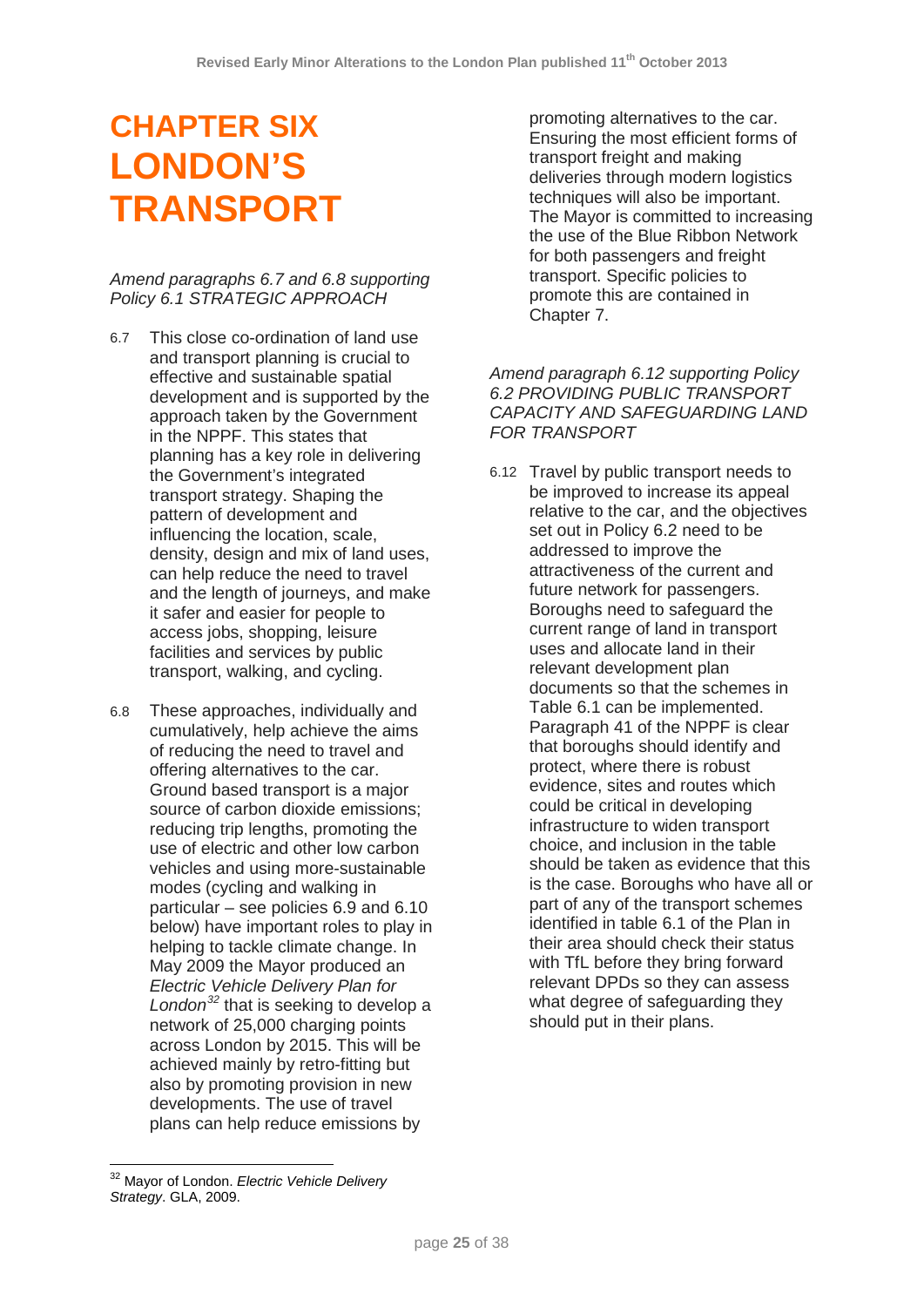# CHAPTER SIX LONDON'S TRANSPORT

*Amend paragraphs 6.7 and 6.8 supporting Policy 6.1 STRATEGIC APPROACH*

6.7 This close co-ordination of land use and transport planning is crucial to effective and sustainable spatial development and is supported by the approach taken by the Government in the NPPF. This states that planning has a key role in delivering the Government's integrated transport strategy. Shaping the pattern of development and influencing the location, scale, density, design and mix of land uses, can help reduce the need to travel and the length of journeys, and make it safer and easier for people to access jobs, shopping, leisure facilities and services by public transport, walking, and cycling.

6.8 These approaches, individually and cumulatively, help achieve the aims of reducing the need to travel and offering alternatives to the car. Ground based transport is a major source of carbon dioxide emissions; reducing trip lengths, promoting the use of electric and other low carbon vehicles and using more-sustainable modes (cycling and walking in particular – see policies 6.9 and 6.10 below) have important roles to play in helping to tackle climate change. In May 2009 the Mayor produced an *Electric Vehicle Delivery Plan for London*[32] that is seeking to develop a network of 25,000 charging points across London by 2015. This will be achieved mainly by retro-fitting but also by promoting provision in new developments. The use of travel plans can help reduce emissions by promoting alternatives to the car. Ensuring the most efficient forms of transport freight and making deliveries through modern logistics techniques will also be important. The Mayor is committed to increasing the use of the Blue Ribbon Network for both passengers and freight transport. Specific policies to promote this are contained in Chapter 7.

*Amend paragraph 6.12 supporting Policy 6.2 PROVIDING PUBLIC TRANSPORT CAPACITY AND SAFEGUARDING LAND FOR TRANSPORT*

6.12 Travel by public transport needs to be improved to increase its appeal relative to the car, and the objectives set out in Policy 6.2 need to be addressed to improve the attractiveness of the current and future network for passengers. Boroughs need to safeguard the current range of land in transport uses and allocate land in their relevant development plan documents so that the schemes in Table 6.1 can be implemented. Paragraph 41 of the NPPF is clear that boroughs should identify and protect, where there is robust evidence, sites and routes which could be critical in developing infrastructure to widen transport choice, and inclusion in the table should be taken as evidence that this is the case. Boroughs who have all or part of any of the transport schemes identified in table 6.1 of the Plan in their area should check their status with TfL before they bring forward relevant DPDs so they can assess what degree of safeguarding they should put in their plans.

[32] Mayor of London. *Electric Vehicle Delivery Strategy*. GLA, 2009.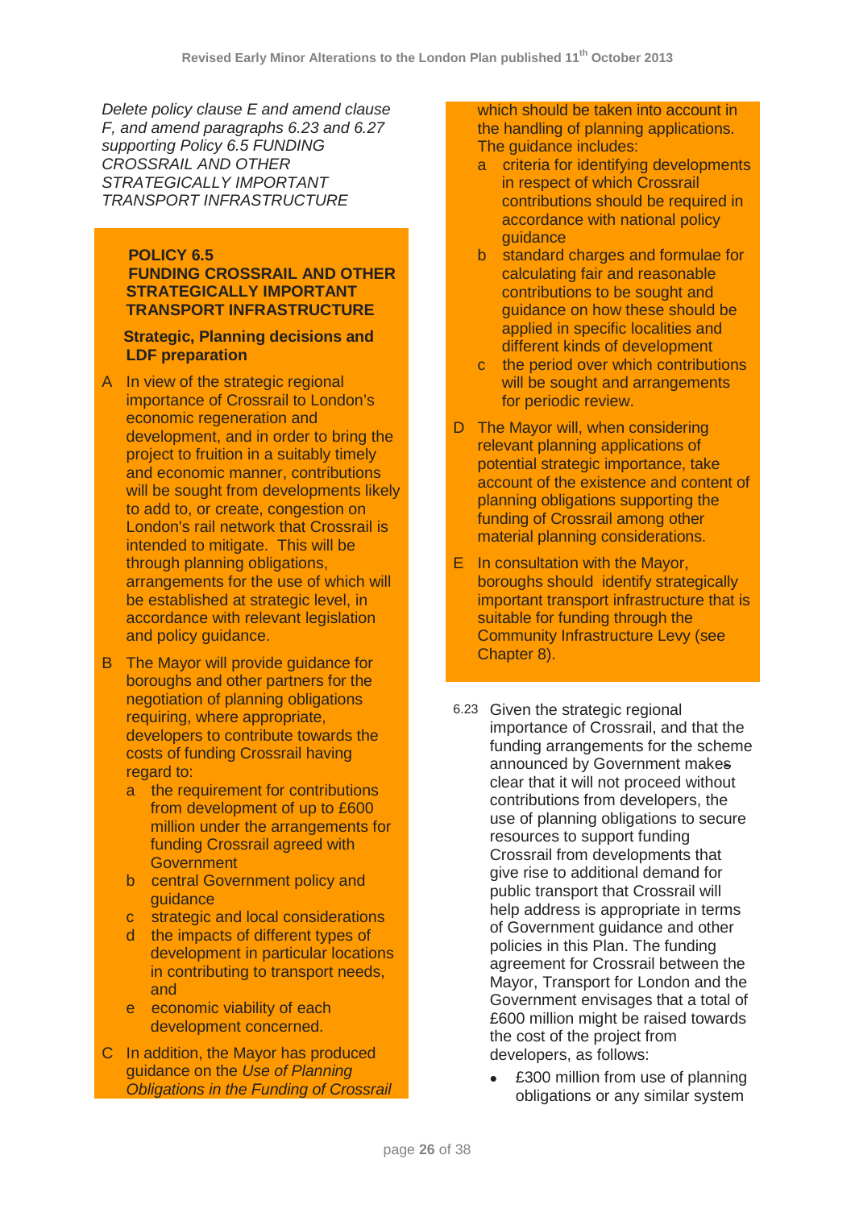*Delete policy clause E and amend clause F, and amend paragraphs 6.23 and 6.27 supporting Policy 6.5 FUNDING CROSSRAIL AND OTHER STRATEGICALLY IMPORTANT TRANSPORT INFRASTRUCTURE*

**POLICY 6.5**
**FUNDING CROSSRAIL AND OTHER STRATEGICALLY IMPORTANT TRANSPORT INFRASTRUCTURE**

**Strategic, Planning decisions and LDF preparation**

A In view of the strategic regional importance of Crossrail to London's economic regeneration and development, and in order to bring the project to fruition in a suitably timely and economic manner, contributions will be sought from developments likely to add to, or create, congestion on London's rail network that Crossrail is intended to mitigate. This will be through planning obligations, arrangements for the use of which will be established at strategic level, in accordance with relevant legislation and policy guidance.

B The Mayor will provide guidance for boroughs and other partners for the negotiation of planning obligations requiring, where appropriate, developers to contribute towards the costs of funding Crossrail having regard to:

- a the requirement for contributions from development of up to £600 million under the arrangements for funding Crossrail agreed with Government
- b central Government policy and guidance
- c strategic and local considerations
- d the impacts of different types of development in particular locations in contributing to transport needs, and
- e economic viability of each development concerned.

C In addition, the Mayor has produced guidance on the *Use of Planning Obligations in the Funding of Crossrail* which should be taken into account in the handling of planning applications. The guidance includes:

- a criteria for identifying developments in respect of which Crossrail contributions should be required in accordance with national policy guidance
- b standard charges and formulae for calculating fair and reasonable contributions to be sought and guidance on how these should be applied in specific localities and different kinds of development
- c the period over which contributions will be sought and arrangements for periodic review.

D The Mayor will, when considering relevant planning applications of potential strategic importance, take account of the existence and content of planning obligations supporting the funding of Crossrail among other material planning considerations.

E In consultation with the Mayor, boroughs should identify strategically important transport infrastructure that is suitable for funding through the Community Infrastructure Levy (see Chapter 8).

6.23 Given the strategic regional importance of Crossrail, and that the funding arrangements for the scheme announced by Government makes clear that it will not proceed without contributions from developers, the use of planning obligations to secure resources to support funding Crossrail from developments that give rise to additional demand for public transport that Crossrail will help address is appropriate in terms of Government guidance and other policies in this Plan. The funding agreement for Crossrail between the Mayor, Transport for London and the Government envisages that a total of £600 million might be raised towards the cost of the project from developers, as follows:

- £300 million from use of planning obligations or any similar system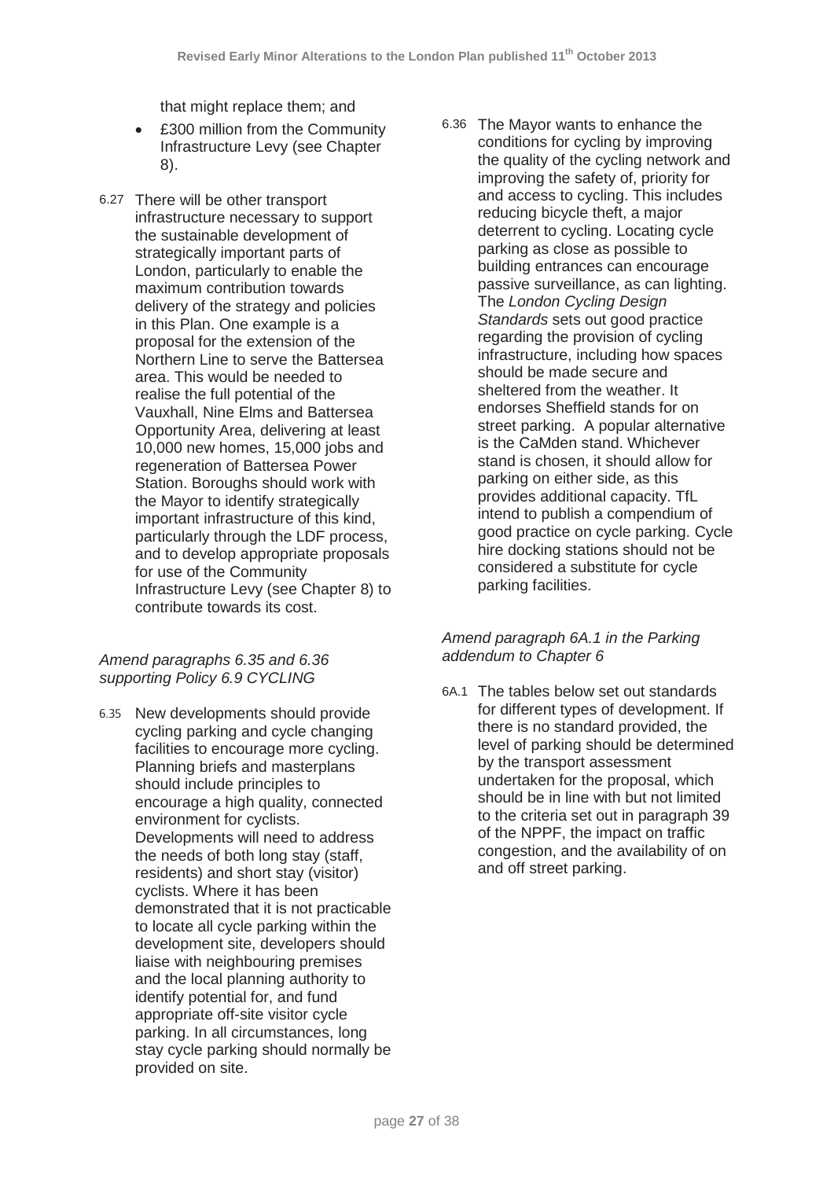that might replace them; and

- £300 million from the Community Infrastructure Levy (see Chapter 8).

6.27 There will be other transport infrastructure necessary to support the sustainable development of strategically important parts of London, particularly to enable the maximum contribution towards delivery of the strategy and policies in this Plan. One example is a proposal for the extension of the Northern Line to serve the Battersea area. This would be needed to realise the full potential of the Vauxhall, Nine Elms and Battersea Opportunity Area, delivering at least 10,000 new homes, 15,000 jobs and regeneration of Battersea Power Station. Boroughs should work with the Mayor to identify strategically important infrastructure of this kind, particularly through the LDF process, and to develop appropriate proposals for use of the Community Infrastructure Levy (see Chapter 8) to contribute towards its cost.

*Amend paragraphs 6.35 and 6.36 supporting Policy 6.9 CYCLING*

6.35 New developments should provide cycling parking and cycle changing facilities to encourage more cycling. Planning briefs and masterplans should include principles to encourage a high quality, connected environment for cyclists. Developments will need to address the needs of both long stay (staff, residents) and short stay (visitor) cyclists. Where it has been demonstrated that it is not practicable to locate all cycle parking within the development site, developers should liaise with neighbouring premises and the local planning authority to identify potential for, and fund appropriate off-site visitor cycle parking. In all circumstances, long stay cycle parking should normally be provided on site.

6.36 The Mayor wants to enhance the conditions for cycling by improving the quality of the cycling network and improving the safety of, priority for and access to cycling. This includes reducing bicycle theft, a major deterrent to cycling. Locating cycle parking as close as possible to building entrances can encourage passive surveillance, as can lighting. The *London Cycling Design Standards* sets out good practice regarding the provision of cycling infrastructure, including how spaces should be made secure and sheltered from the weather. It endorses Sheffield stands for on street parking. A popular alternative is the CaMden stand. Whichever stand is chosen, it should allow for parking on either side, as this provides additional capacity. TfL intend to publish a compendium of good practice on cycle parking. Cycle hire docking stations should not be considered a substitute for cycle parking facilities.

*Amend paragraph 6A.1 in the Parking addendum to Chapter 6*

6A.1 The tables below set out standards for different types of development. If there is no standard provided, the level of parking should be determined by the transport assessment undertaken for the proposal, which should be in line with but not limited to the criteria set out in paragraph 39 of the NPPF, the impact on traffic congestion, and the availability of on and off street parking.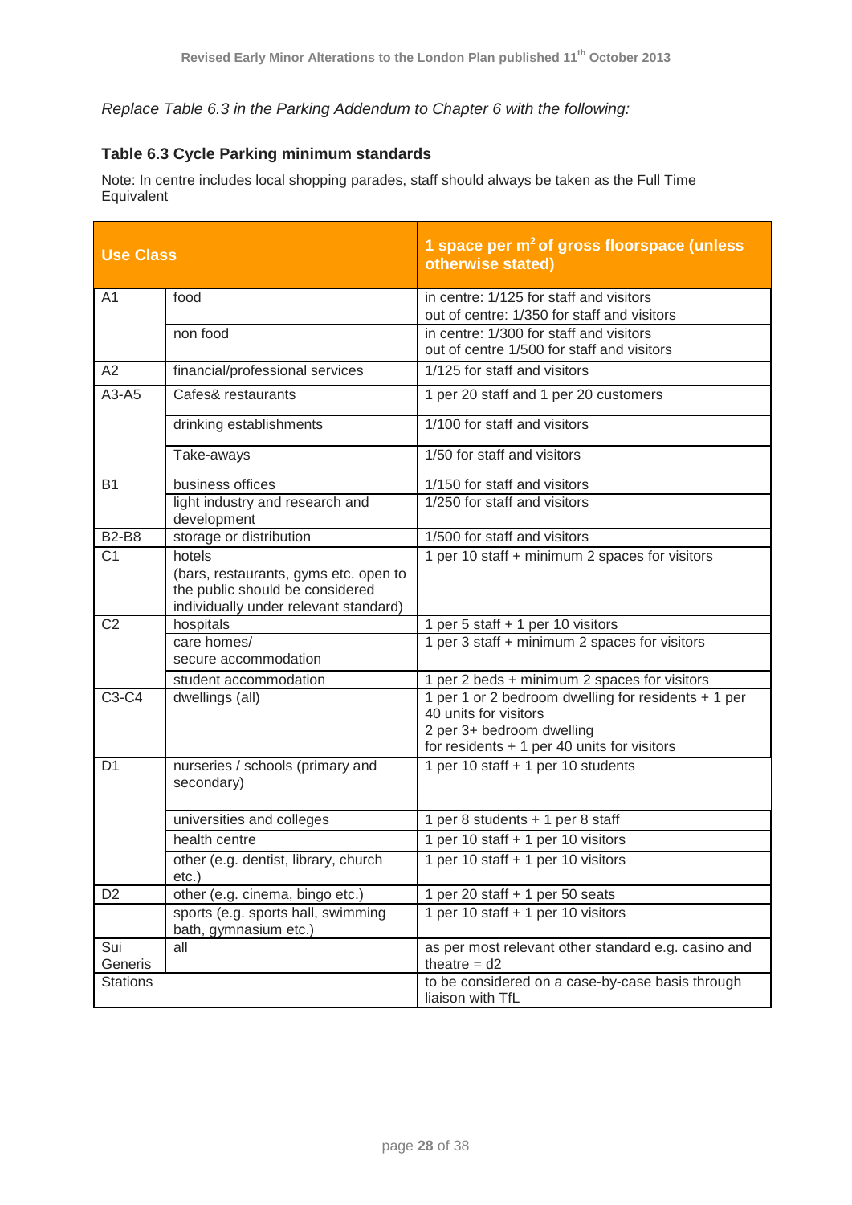*Replace Table 6.3 in the Parking Addendum to Chapter 6 with the following:*

### Table 6.3 Cycle Parking minimum standards

Note: In centre includes local shopping parades, staff should always be taken as the Full Time Equivalent

| Use Class | | 1 space per m² of gross floorspace (unless otherwise stated) |
|---|---|---|
| A1 | food | in centre: 1/125 for staff and visitors<br>out of centre: 1/350 for staff and visitors |
| | non food | in centre: 1/300 for staff and visitors<br>out of centre 1/500 for staff and visitors |
| A2 | financial/professional services | 1/125 for staff and visitors |
| A3-A5 | Cafes& restaurants | 1 per 20 staff and 1 per 20 customers |
| | drinking establishments | 1/100 for staff and visitors |
| | Take-aways | 1/50 for staff and visitors |
| B1 | business offices | 1/150 for staff and visitors |
| | light industry and research and development | 1/250 for staff and visitors |
| B2-B8 | storage or distribution | 1/500 for staff and visitors |
| C1 | hotels<br>(bars, restaurants, gyms etc. open to the public should be considered individually under relevant standard) | 1 per 10 staff + minimum 2 spaces for visitors |
| C2 | hospitals | 1 per 5 staff + 1 per 10 visitors |
| | care homes/<br>secure accommodation | 1 per 3 staff + minimum 2 spaces for visitors |
| | student accommodation | 1 per 2 beds + minimum 2 spaces for visitors |
| C3-C4 | dwellings (all) | 1 per 1 or 2 bedroom dwelling for residents + 1 per 40 units for visitors<br>2 per 3+ bedroom dwelling<br>for residents + 1 per 40 units for visitors |
| D1 | nurseries / schools (primary and secondary) | 1 per 10 staff + 1 per 10 students |
| | universities and colleges | 1 per 8 students + 1 per 8 staff |
| | health centre | 1 per 10 staff + 1 per 10 visitors |
| | other (e.g. dentist, library, church etc.) | 1 per 10 staff + 1 per 10 visitors |
| D2 | other (e.g. cinema, bingo etc.) | 1 per 20 staff + 1 per 50 seats |
| | sports (e.g. sports hall, swimming bath, gymnasium etc.) | 1 per 10 staff + 1 per 10 visitors |
| Sui Generis | all | as per most relevant other standard e.g. casino and theatre = d2 |
| Stations | | to be considered on a case-by-case basis through liaison with TfL |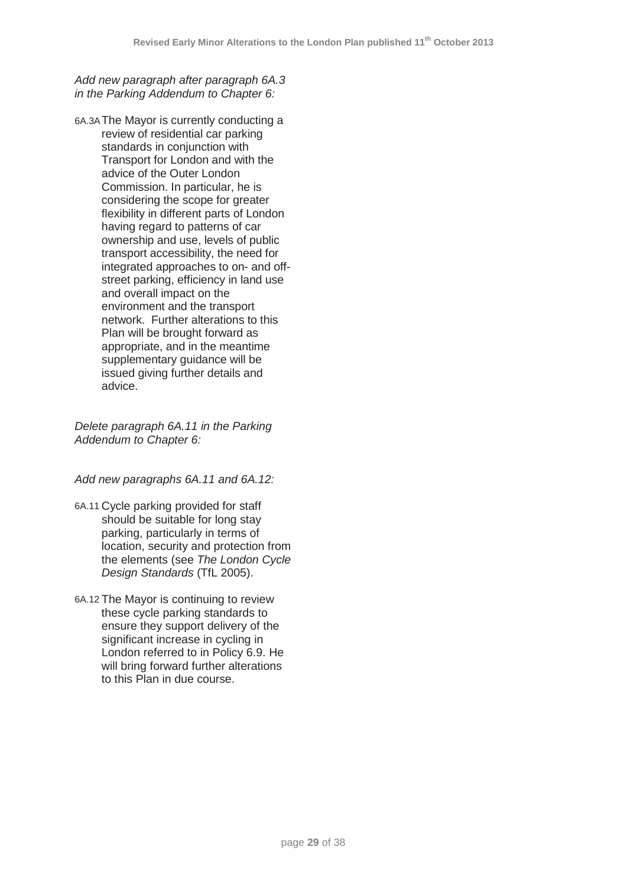*Add new paragraph after paragraph 6A.3 in the Parking Addendum to Chapter 6:*

6A.3A The Mayor is currently conducting a review of residential car parking standards in conjunction with Transport for London and with the advice of the Outer London Commission. In particular, he is considering the scope for greater flexibility in different parts of London having regard to patterns of car ownership and use, levels of public transport accessibility, the need for integrated approaches to on- and off-street parking, efficiency in land use and overall impact on the environment and the transport network. Further alterations to this Plan will be brought forward as appropriate, and in the meantime supplementary guidance will be issued giving further details and advice.

*Delete paragraph 6A.11 in the Parking Addendum to Chapter 6:*

*Add new paragraphs 6A.11 and 6A.12:*

6A.11 Cycle parking provided for staff should be suitable for long stay parking, particularly in terms of location, security and protection from the elements (see *The London Cycle Design Standards* (TfL 2005).

6A.12 The Mayor is continuing to review these cycle parking standards to ensure they support delivery of the significant increase in cycling in London referred to in Policy 6.9. He will bring forward further alterations to this Plan in due course.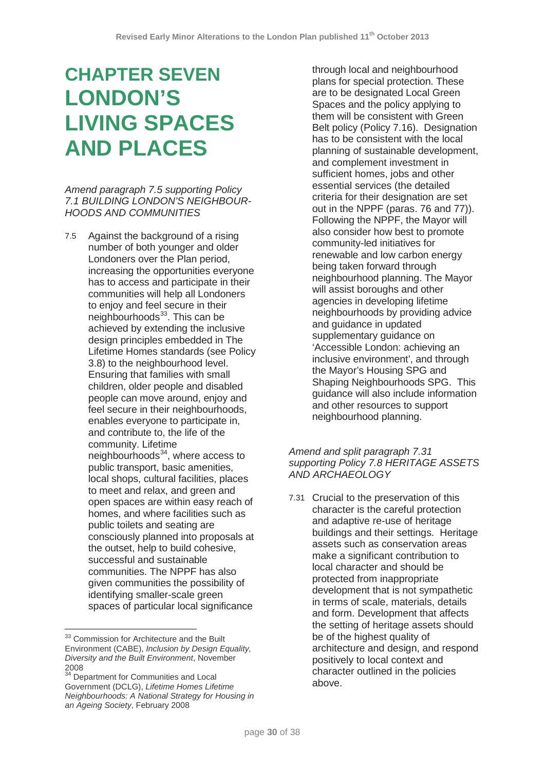# CHAPTER SEVEN LONDON'S LIVING SPACES AND PLACES

*Amend paragraph 7.5 supporting Policy 7.1 BUILDING LONDON'S NEIGHBOURHOODS AND COMMUNITIES*

7.5 Against the background of a rising number of both younger and older Londoners over the Plan period, increasing the opportunities everyone has to access and participate in their communities will help all Londoners to enjoy and feel secure in their neighbourhoods[33]. This can be achieved by extending the inclusive design principles embedded in The Lifetime Homes standards (see Policy 3.8) to the neighbourhood level. Ensuring that families with small children, older people and disabled people can move around, enjoy and feel secure in their neighbourhoods, enables everyone to participate in, and contribute to, the life of the community. Lifetime neighbourhoods[34], where access to public transport, basic amenities, local shops, cultural facilities, places to meet and relax, and green and open spaces are within easy reach of homes, and where facilities such as public toilets and seating are consciously planned into proposals at the outset, help to build cohesive, successful and sustainable communities. The NPPF has also given communities the possibility of identifying smaller-scale green spaces of particular local significance through local and neighbourhood plans for special protection. These are to be designated Local Green Spaces and the policy applying to them will be consistent with Green Belt policy (Policy 7.16). Designation has to be consistent with the local planning of sustainable development, and complement investment in sufficient homes, jobs and other essential services (the detailed criteria for their designation are set out in the NPPF (paras. 76 and 77)). Following the NPPF, the Mayor will also consider how best to promote community-led initiatives for renewable and low carbon energy being taken forward through neighbourhood planning. The Mayor will assist boroughs and other agencies in developing lifetime neighbourhoods by providing advice and guidance in updated supplementary guidance on 'Accessible London: achieving an inclusive environment', and through the Mayor's Housing SPG and Shaping Neighbourhoods SPG. This guidance will also include information and other resources to support neighbourhood planning.

*Amend and split paragraph 7.31 supporting Policy 7.8 HERITAGE ASSETS AND ARCHAEOLOGY*

7.31 Crucial to the preservation of this character is the careful protection and adaptive re-use of heritage buildings and their settings. Heritage assets such as conservation areas make a significant contribution to local character and should be protected from inappropriate development that is not sympathetic in terms of scale, materials, details and form. Development that affects the setting of heritage assets should be of the highest quality of architecture and design, and respond positively to local context and character outlined in the policies above.

[33] Commission for Architecture and the Built Environment (CABE), *Inclusion by Design Equality, Diversity and the Built Environment*, November 2008

[34] Department for Communities and Local Government (DCLG), *Lifetime Homes Lifetime Neighbourhoods: A National Strategy for Housing in an Ageing Society*, February 2008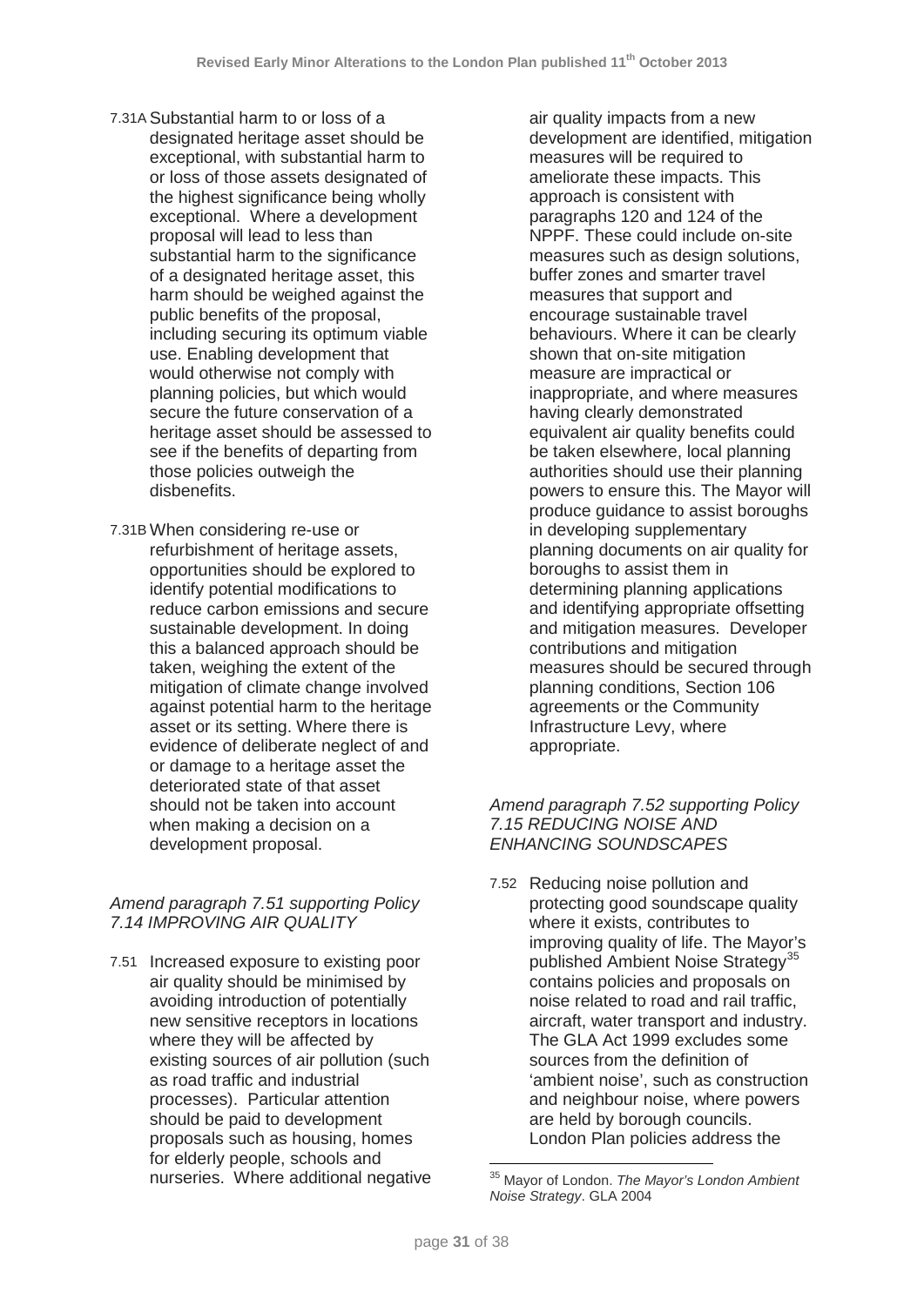7.31A Substantial harm to or loss of a designated heritage asset should be exceptional, with substantial harm to or loss of those assets designated of the highest significance being wholly exceptional. Where a development proposal will lead to less than substantial harm to the significance of a designated heritage asset, this harm should be weighed against the public benefits of the proposal, including securing its optimum viable use. Enabling development that would otherwise not comply with planning policies, but which would secure the future conservation of a heritage asset should be assessed to see if the benefits of departing from those policies outweigh the disbenefits.

7.31B When considering re-use or refurbishment of heritage assets, opportunities should be explored to identify potential modifications to reduce carbon emissions and secure sustainable development. In doing this a balanced approach should be taken, weighing the extent of the mitigation of climate change involved against potential harm to the heritage asset or its setting. Where there is evidence of deliberate neglect of and or damage to a heritage asset the deteriorated state of that asset should not be taken into account when making a decision on a development proposal.

*Amend paragraph 7.51 supporting Policy 7.14 IMPROVING AIR QUALITY*

7.51 Increased exposure to existing poor air quality should be minimised by avoiding introduction of potentially new sensitive receptors in locations where they will be affected by existing sources of air pollution (such as road traffic and industrial processes). Particular attention should be paid to development proposals such as housing, homes for elderly people, schools and nurseries. Where additional negative air quality impacts from a new development are identified, mitigation measures will be required to ameliorate these impacts. This approach is consistent with paragraphs 120 and 124 of the NPPF. These could include on-site measures such as design solutions, buffer zones and smarter travel measures that support and encourage sustainable travel behaviours. Where it can be clearly shown that on-site mitigation measure are impractical or inappropriate, and where measures having clearly demonstrated equivalent air quality benefits could be taken elsewhere, local planning authorities should use their planning powers to ensure this. The Mayor will produce guidance to assist boroughs in developing supplementary planning documents on air quality for boroughs to assist them in determining planning applications and identifying appropriate offsetting and mitigation measures. Developer contributions and mitigation measures should be secured through planning conditions, Section 106 agreements or the Community Infrastructure Levy, where appropriate.

*Amend paragraph 7.52 supporting Policy 7.15 REDUCING NOISE AND ENHANCING SOUNDSCAPES*

7.52 Reducing noise pollution and protecting good soundscape quality where it exists, contributes to improving quality of life. The Mayor's published Ambient Noise Strategy[35] contains policies and proposals on noise related to road and rail traffic, aircraft, water transport and industry. The GLA Act 1999 excludes some sources from the definition of 'ambient noise', such as construction and neighbour noise, where powers are held by borough councils. London Plan policies address the

[35] Mayor of London. *The Mayor's London Ambient Noise Strategy*. GLA 2004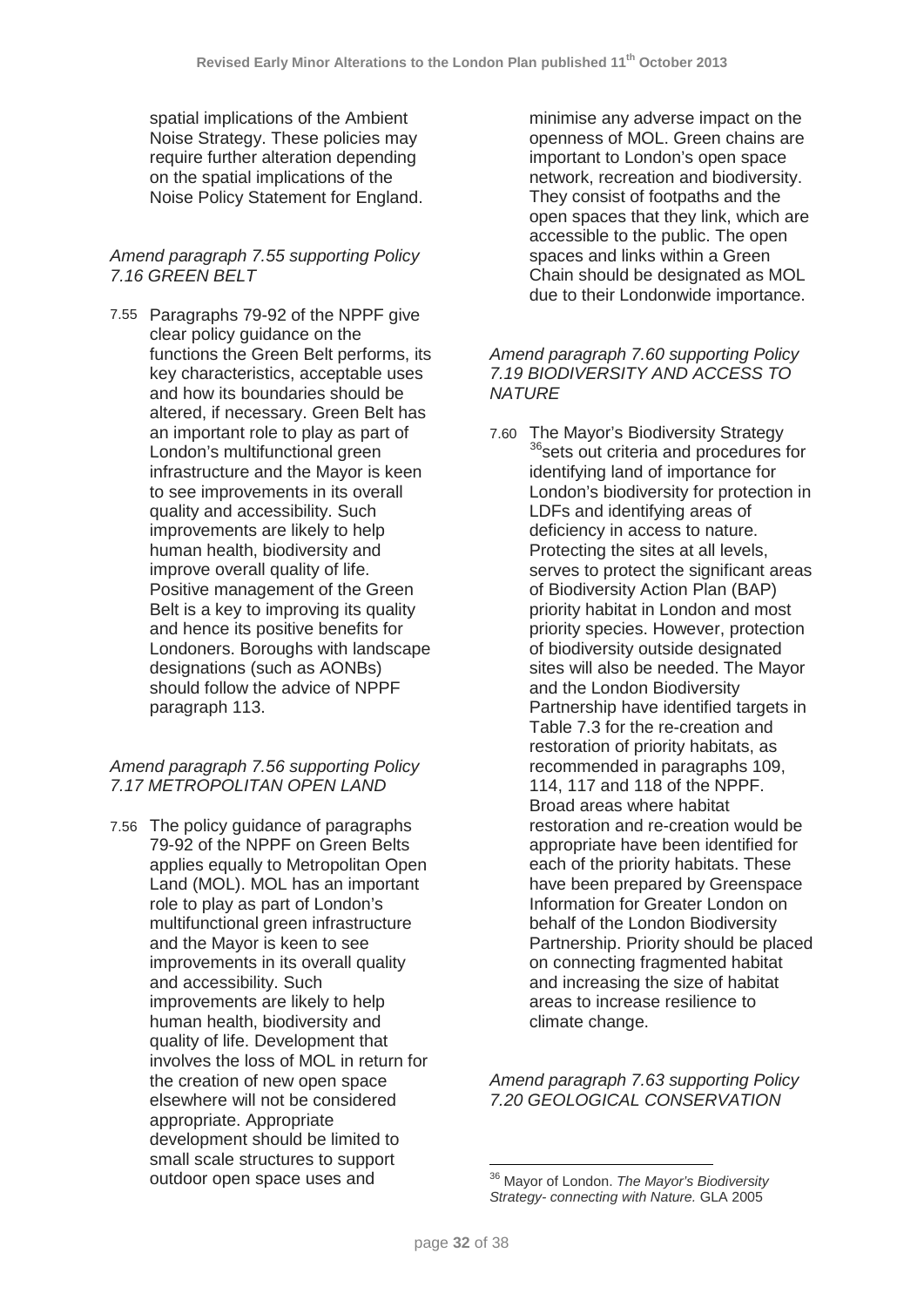spatial implications of the Ambient Noise Strategy. These policies may require further alteration depending on the spatial implications of the Noise Policy Statement for England.

*Amend paragraph 7.55 supporting Policy 7.16 GREEN BELT*

7.55 Paragraphs 79-92 of the NPPF give clear policy guidance on the functions the Green Belt performs, its key characteristics, acceptable uses and how its boundaries should be altered, if necessary. Green Belt has an important role to play as part of London's multifunctional green infrastructure and the Mayor is keen to see improvements in its overall quality and accessibility. Such improvements are likely to help human health, biodiversity and improve overall quality of life. Positive management of the Green Belt is a key to improving its quality and hence its positive benefits for Londoners. Boroughs with landscape designations (such as AONBs) should follow the advice of NPPF paragraph 113.

*Amend paragraph 7.56 supporting Policy 7.17 METROPOLITAN OPEN LAND*

7.56 The policy guidance of paragraphs 79-92 of the NPPF on Green Belts applies equally to Metropolitan Open Land (MOL). MOL has an important role to play as part of London's multifunctional green infrastructure and the Mayor is keen to see improvements in its overall quality and accessibility. Such improvements are likely to help human health, biodiversity and quality of life. Development that involves the loss of MOL in return for the creation of new open space elsewhere will not be considered appropriate. Appropriate development should be limited to small scale structures to support outdoor open space uses and minimise any adverse impact on the openness of MOL. Green chains are important to London's open space network, recreation and biodiversity. They consist of footpaths and the open spaces that they link, which are accessible to the public. The open spaces and links within a Green Chain should be designated as MOL due to their Londonwide importance.

*Amend paragraph 7.60 supporting Policy 7.19 BIODIVERSITY AND ACCESS TO NATURE*

7.60 The Mayor's Biodiversity Strategy [36] sets out criteria and procedures for identifying land of importance for London's biodiversity for protection in LDFs and identifying areas of deficiency in access to nature. Protecting the sites at all levels, serves to protect the significant areas of Biodiversity Action Plan (BAP) priority habitat in London and most priority species. However, protection of biodiversity outside designated sites will also be needed. The Mayor and the London Biodiversity Partnership have identified targets in Table 7.3 for the re-creation and restoration of priority habitats, as recommended in paragraphs 109, 114, 117 and 118 of the NPPF. Broad areas where habitat restoration and re-creation would be appropriate have been identified for each of the priority habitats. These have been prepared by Greenspace Information for Greater London on behalf of the London Biodiversity Partnership. Priority should be placed on connecting fragmented habitat and increasing the size of habitat areas to increase resilience to climate change.

*Amend paragraph 7.63 supporting Policy 7.20 GEOLOGICAL CONSERVATION*

[36] Mayor of London. *The Mayor's Biodiversity Strategy- connecting with Nature.* GLA 2005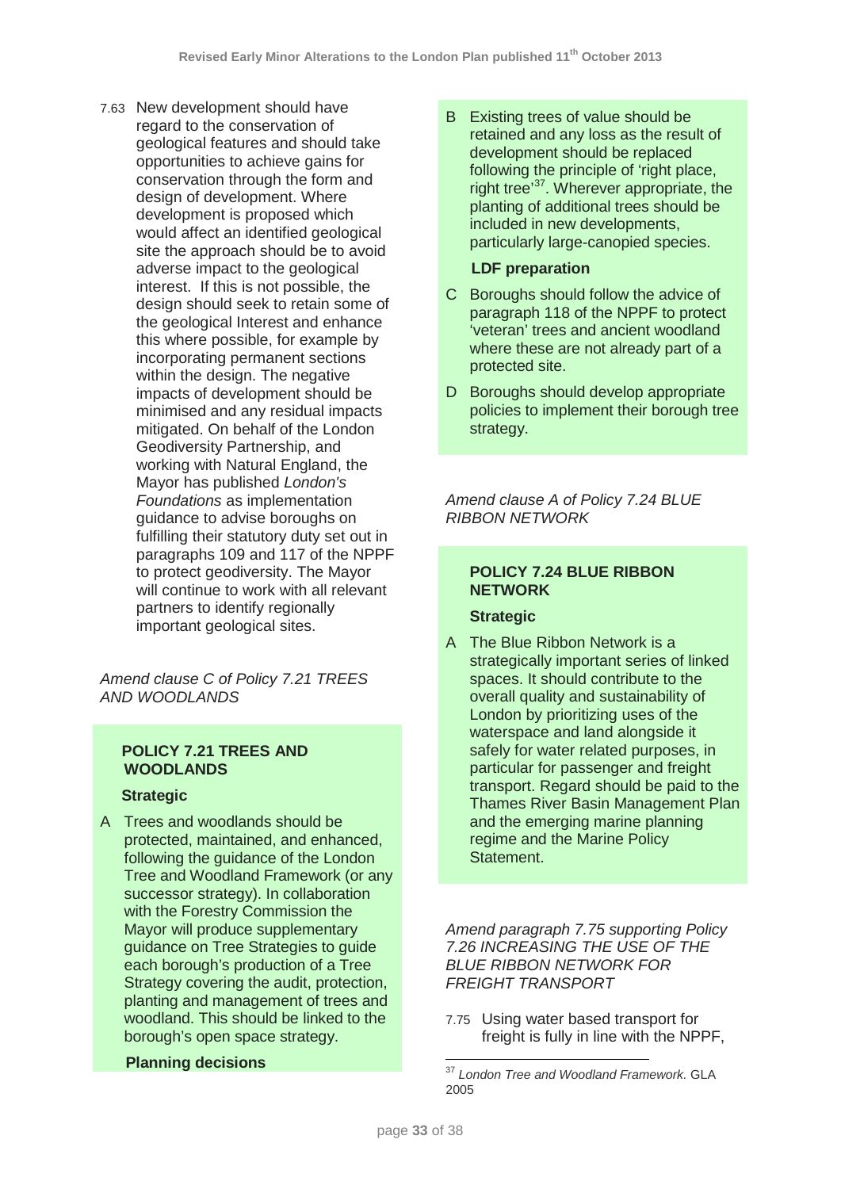7.63 New development should have regard to the conservation of geological features and should take opportunities to achieve gains for conservation through the form and design of development. Where development is proposed which would affect an identified geological site the approach should be to avoid adverse impact to the geological interest. If this is not possible, the design should seek to retain some of the geological Interest and enhance this where possible, for example by incorporating permanent sections within the design. The negative impacts of development should be minimised and any residual impacts mitigated. On behalf of the London Geodiversity Partnership, and working with Natural England, the Mayor has published *London's Foundations* as implementation guidance to advise boroughs on fulfilling their statutory duty set out in paragraphs 109 and 117 of the NPPF to protect geodiversity. The Mayor will continue to work with all relevant partners to identify regionally important geological sites.

*Amend clause C of Policy 7.21 TREES AND WOODLANDS*

**POLICY 7.21 TREES AND WOODLANDS**

**Strategic**

A Trees and woodlands should be protected, maintained, and enhanced, following the guidance of the London Tree and Woodland Framework (or any successor strategy). In collaboration with the Forestry Commission the Mayor will produce supplementary guidance on Tree Strategies to guide each borough's production of a Tree Strategy covering the audit, protection, planting and management of trees and woodland. This should be linked to the borough's open space strategy.

**Planning decisions**

B Existing trees of value should be retained and any loss as the result of development should be replaced following the principle of 'right place, right tree'[37]. Wherever appropriate, the planting of additional trees should be included in new developments, particularly large-canopied species.

**LDF preparation**

C Boroughs should follow the advice of paragraph 118 of the NPPF to protect 'veteran' trees and ancient woodland where these are not already part of a protected site.

D Boroughs should develop appropriate policies to implement their borough tree strategy.

*Amend clause A of Policy 7.24 BLUE RIBBON NETWORK*

**POLICY 7.24 BLUE RIBBON NETWORK**

**Strategic**

A The Blue Ribbon Network is a strategically important series of linked spaces. It should contribute to the overall quality and sustainability of London by prioritizing uses of the waterspace and land alongside it safely for water related purposes, in particular for passenger and freight transport. Regard should be paid to the Thames River Basin Management Plan and the emerging marine planning regime and the Marine Policy Statement.

*Amend paragraph 7.75 supporting Policy 7.26 INCREASING THE USE OF THE BLUE RIBBON NETWORK FOR FREIGHT TRANSPORT*

7.75 Using water based transport for freight is fully in line with the NPPF,

---

[37] *London Tree and Woodland Framework.* GLA 2005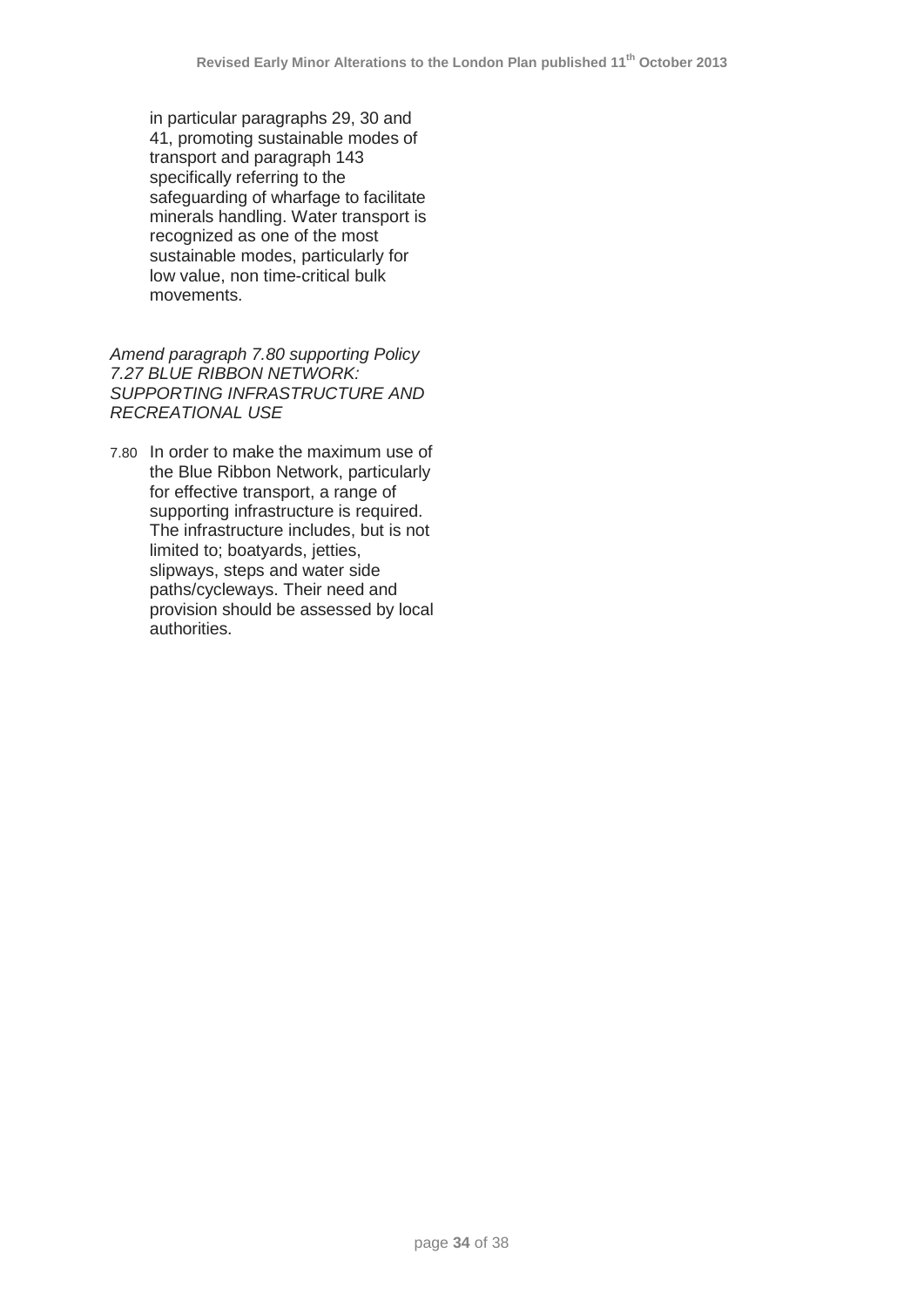in particular paragraphs 29, 30 and 41, promoting sustainable modes of transport and paragraph 143 specifically referring to the safeguarding of wharfage to facilitate minerals handling. Water transport is recognized as one of the most sustainable modes, particularly for low value, non time-critical bulk movements.

*Amend paragraph 7.80 supporting Policy 7.27 BLUE RIBBON NETWORK: SUPPORTING INFRASTRUCTURE AND RECREATIONAL USE*

7.80 In order to make the maximum use of the Blue Ribbon Network, particularly for effective transport, a range of supporting infrastructure is required. The infrastructure includes, but is not limited to; boatyards, jetties, slipways, steps and water side paths/cycleways. Their need and provision should be assessed by local authorities.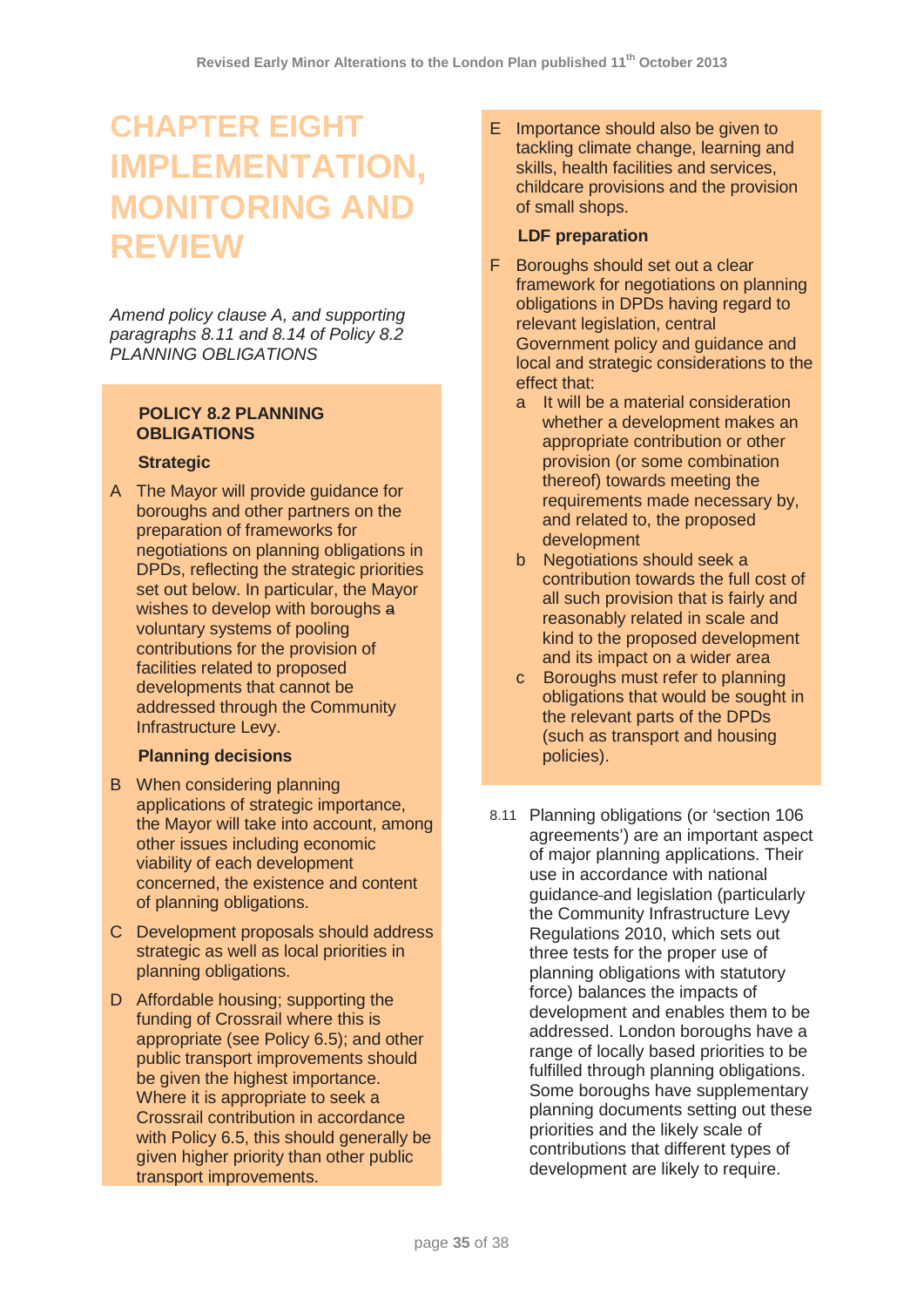# CHAPTER EIGHT IMPLEMENTATION, MONITORING AND REVIEW

*Amend policy clause A, and supporting paragraphs 8.11 and 8.14 of Policy 8.2 PLANNING OBLIGATIONS*

**POLICY 8.2 PLANNING OBLIGATIONS**

**Strategic**

A The Mayor will provide guidance for boroughs and other partners on the preparation of frameworks for negotiations on planning obligations in DPDs, reflecting the strategic priorities set out below. In particular, the Mayor wishes to develop with boroughs ~~a~~ voluntary systems of pooling contributions for the provision of facilities related to proposed developments that cannot be addressed through the Community Infrastructure Levy.

**Planning decisions**

B When considering planning applications of strategic importance, the Mayor will take into account, among other issues including economic viability of each development concerned, the existence and content of planning obligations.

C Development proposals should address strategic as well as local priorities in planning obligations.

D Affordable housing; supporting the funding of Crossrail where this is appropriate (see Policy 6.5); and other public transport improvements should be given the highest importance. Where it is appropriate to seek a Crossrail contribution in accordance with Policy 6.5, this should generally be given higher priority than other public transport improvements.

E Importance should also be given to tackling climate change, learning and skills, health facilities and services, childcare provisions and the provision of small shops.

**LDF preparation**

F Boroughs should set out a clear framework for negotiations on planning obligations in DPDs having regard to relevant legislation, central Government policy and guidance and local and strategic considerations to the effect that:

a It will be a material consideration whether a development makes an appropriate contribution or other provision (or some combination thereof) towards meeting the requirements made necessary by, and related to, the proposed development

b Negotiations should seek a contribution towards the full cost of all such provision that is fairly and reasonably related in scale and kind to the proposed development and its impact on a wider area

c Boroughs must refer to planning obligations that would be sought in the relevant parts of the DPDs (such as transport and housing policies).

8.11 Planning obligations (or 'section 106 agreements') are an important aspect of major planning applications. Their use in accordance with national guidance~~ ~~and legislation (particularly the Community Infrastructure Levy Regulations 2010, which sets out three tests for the proper use of planning obligations with statutory force) balances the impacts of development and enables them to be addressed. London boroughs have a range of locally based priorities to be fulfilled through planning obligations. Some boroughs have supplementary planning documents setting out these priorities and the likely scale of contributions that different types of development are likely to require.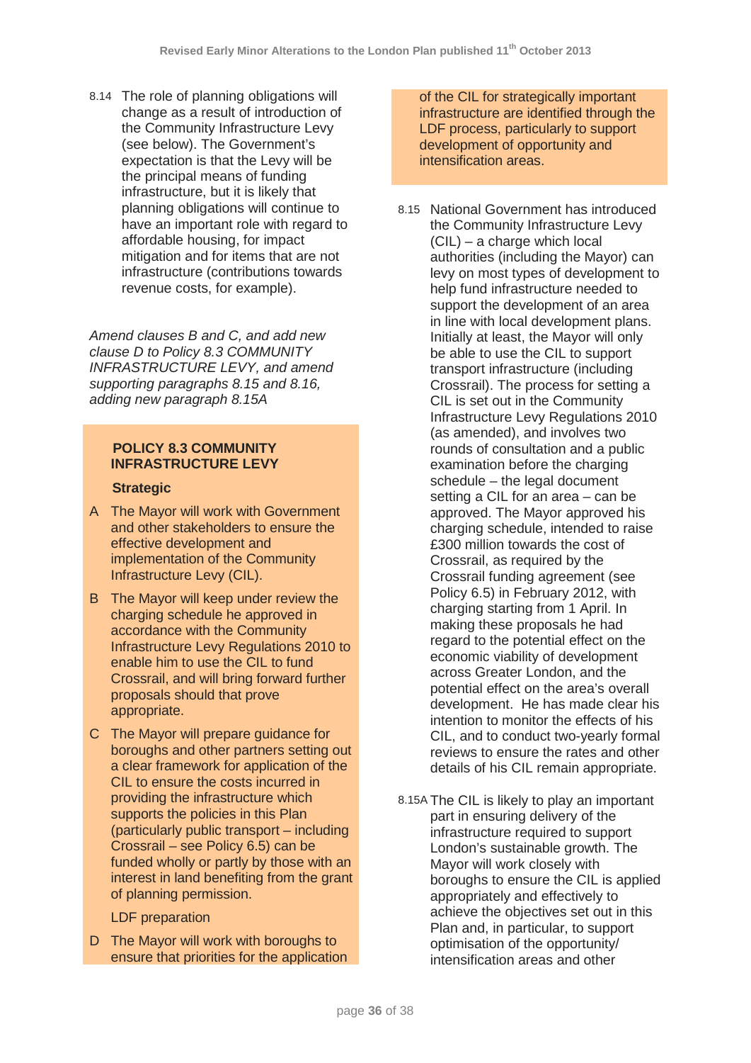8.14 The role of planning obligations will change as a result of introduction of the Community Infrastructure Levy (see below). The Government's expectation is that the Levy will be the principal means of funding infrastructure, but it is likely that planning obligations will continue to have an important role with regard to affordable housing, for impact mitigation and for items that are not infrastructure (contributions towards revenue costs, for example).

*Amend clauses B and C, and add new clause D to Policy 8.3 COMMUNITY INFRASTRUCTURE LEVY, and amend supporting paragraphs 8.15 and 8.16, adding new paragraph 8.15A*

**POLICY 8.3 COMMUNITY INFRASTRUCTURE LEVY**

**Strategic**

A The Mayor will work with Government and other stakeholders to ensure the effective development and implementation of the Community Infrastructure Levy (CIL).

B The Mayor will keep under review the charging schedule he approved in accordance with the Community Infrastructure Levy Regulations 2010 to enable him to use the CIL to fund Crossrail, and will bring forward further proposals should that prove appropriate.

C The Mayor will prepare guidance for boroughs and other partners setting out a clear framework for application of the CIL to ensure the costs incurred in providing the infrastructure which supports the policies in this Plan (particularly public transport – including Crossrail – see Policy 6.5) can be funded wholly or partly by those with an interest in land benefiting from the grant of planning permission.

LDF preparation

D The Mayor will work with boroughs to ensure that priorities for the application of the CIL for strategically important infrastructure are identified through the LDF process, particularly to support development of opportunity and intensification areas.

8.15 National Government has introduced the Community Infrastructure Levy (CIL) – a charge which local authorities (including the Mayor) can levy on most types of development to help fund infrastructure needed to support the development of an area in line with local development plans. Initially at least, the Mayor will only be able to use the CIL to support transport infrastructure (including Crossrail). The process for setting a CIL is set out in the Community Infrastructure Levy Regulations 2010 (as amended), and involves two rounds of consultation and a public examination before the charging schedule – the legal document setting a CIL for an area – can be approved. The Mayor approved his charging schedule, intended to raise £300 million towards the cost of Crossrail, as required by the Crossrail funding agreement (see Policy 6.5) in February 2012, with charging starting from 1 April. In making these proposals he had regard to the potential effect on the economic viability of development across Greater London, and the potential effect on the area's overall development. He has made clear his intention to monitor the effects of his CIL, and to conduct two-yearly formal reviews to ensure the rates and other details of his CIL remain appropriate.

8.15A The CIL is likely to play an important part in ensuring delivery of the infrastructure required to support London's sustainable growth. The Mayor will work closely with boroughs to ensure the CIL is applied appropriately and effectively to achieve the objectives set out in this Plan and, in particular, to support optimisation of the opportunity/ intensification areas and other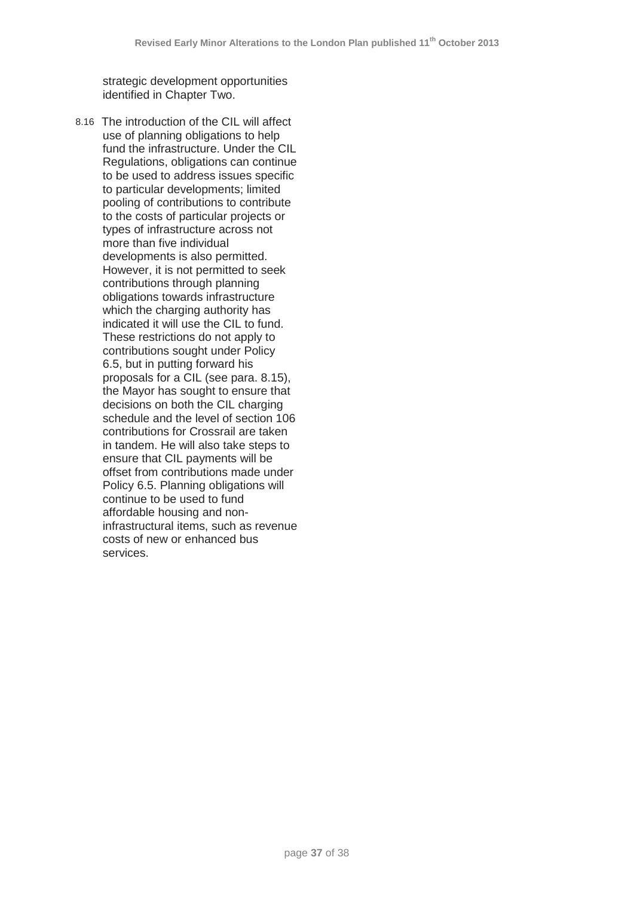strategic development opportunities identified in Chapter Two.

8.16 The introduction of the CIL will affect use of planning obligations to help fund the infrastructure. Under the CIL Regulations, obligations can continue to be used to address issues specific to particular developments; limited pooling of contributions to contribute to the costs of particular projects or types of infrastructure across not more than five individual developments is also permitted. However, it is not permitted to seek contributions through planning obligations towards infrastructure which the charging authority has indicated it will use the CIL to fund. These restrictions do not apply to contributions sought under Policy 6.5, but in putting forward his proposals for a CIL (see para. 8.15), the Mayor has sought to ensure that decisions on both the CIL charging schedule and the level of section 106 contributions for Crossrail are taken in tandem. He will also take steps to ensure that CIL payments will be offset from contributions made under Policy 6.5. Planning obligations will continue to be used to fund affordable housing and non-infrastructural items, such as revenue costs of new or enhanced bus services.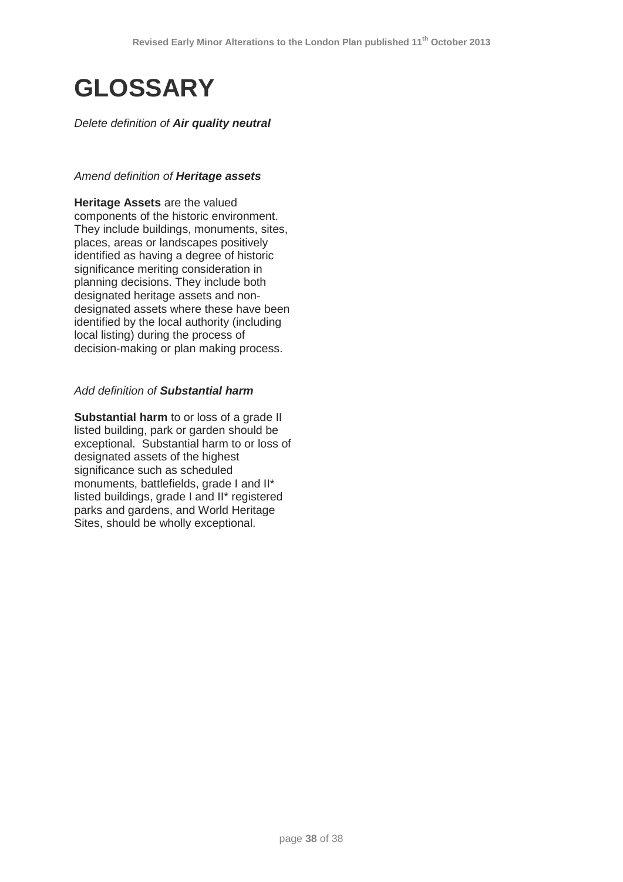# GLOSSARY

*Delete definition of **Air quality neutral***

*Amend definition of **Heritage assets***

**Heritage Assets** are the valued components of the historic environment. They include buildings, monuments, sites, places, areas or landscapes positively identified as having a degree of historic significance meriting consideration in planning decisions. They include both designated heritage assets and non-designated assets where these have been identified by the local authority (including local listing) during the process of decision-making or plan making process.

*Add definition of **Substantial harm***

**Substantial harm** to or loss of a grade II listed building, park or garden should be exceptional. Substantial harm to or loss of designated assets of the highest significance such as scheduled monuments, battlefields, grade I and II* listed buildings, grade I and II* registered parks and gardens, and World Heritage Sites, should be wholly exceptional.